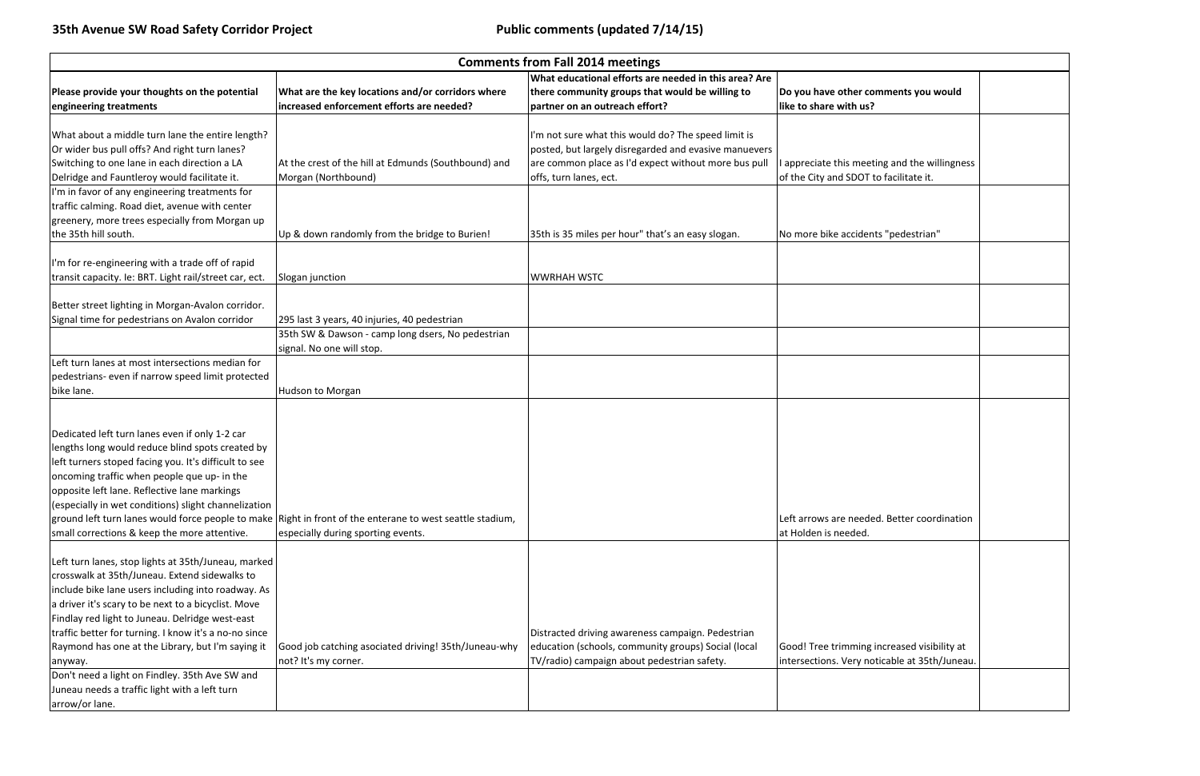**35th Avenue SW Road Safety Corridor Project** **Public comments (updated 7/14/15)**

| Comments from Fall 2014 meetings | | | | |
|---|---|---|---|---|
| **Please provide your thoughts on the potential engineering treatments** | **What are the key locations and/or corridors where increased enforcement efforts are needed?** | **What educational efforts are needed in this area? Are there community groups that would be willing to partner on an outreach effort?** | **Do you have other comments you would like to share with us?** | |
| What about a middle turn lane the entire length? Or wider bus pull offs? And right turn lanes? Switching to one lane in each direction a LA Delridge and Fauntleroy would facilitate it. | At the crest of the hill at Edmunds (Southbound) and Morgan (Northbound) | I'm not sure what this would do? The speed limit is posted, but largely disregarded and evasive manuevers are common place as I'd expect without more bus pull offs, turn lanes, ect. | I appreciate this meeting and the willingness of the City and SDOT to facilitate it. | |
| I'm in favor of any engineering treatments for traffic calming. Road diet, avenue with center greenery, more trees especially from Morgan up the 35th hill south. | Up & down randomly from the bridge to Burien! | 35th is 35 miles per hour" that's an easy slogan. | No more bike accidents "pedestrian" | |
| I'm for re-engineering with a trade off of rapid transit capacity. Ie: BRT. Light rail/street car, ect. | Slogan junction | WWRHAH WSTC | | |
| Better street lighting in Morgan-Avalon corridor. Signal time for pedestrians on Avalon corridor | 295 last 3 years, 40 injuries, 40 pedestrian | | | |
| | 35th SW & Dawson - camp long dsers, No pedestrian signal. No one will stop. | | | |
| Left turn lanes at most intersections median for pedestrians- even if narrow speed limit protected bike lane. | Hudson to Morgan | | | |
| Dedicated left turn lanes even if only 1-2 car lengths long would reduce blind spots created by left turners stoped facing you. It's difficult to see oncoming traffic when people que up- in the opposite left lane. Reflective lane markings (especially in wet conditions) slight channelization ground left turn lanes would force people to make small corrections & keep the more attentive. | Right in front of the enterane to west seattle stadium, especially during sporting events. | | Left arrows are needed. Better coordination at Holden is needed. | |
| Left turn lanes, stop lights at 35th/Juneau, marked crosswalk at 35th/Juneau. Extend sidewalks to include bike lane users including into roadway. As a driver it's scary to be next to a bicyclist. Move Findlay red light to Juneau. Delridge west-east traffic better for turning. I know it's a no-no since Raymond has one at the Library, but I'm saying it anyway. | Good job catching asociated driving! 35th/Juneau-why not? It's my corner. | Distracted driving awareness campaign. Pedestrian education (schools, community groups) Social (local TV/radio) campaign about pedestrian safety. | Good! Tree trimming increased visibility at intersections. Very noticable at 35th/Juneau. | |
| Don't need a light on Findley. 35th Ave SW and Juneau needs a traffic light with a left turn arrow/or lane. | | | | |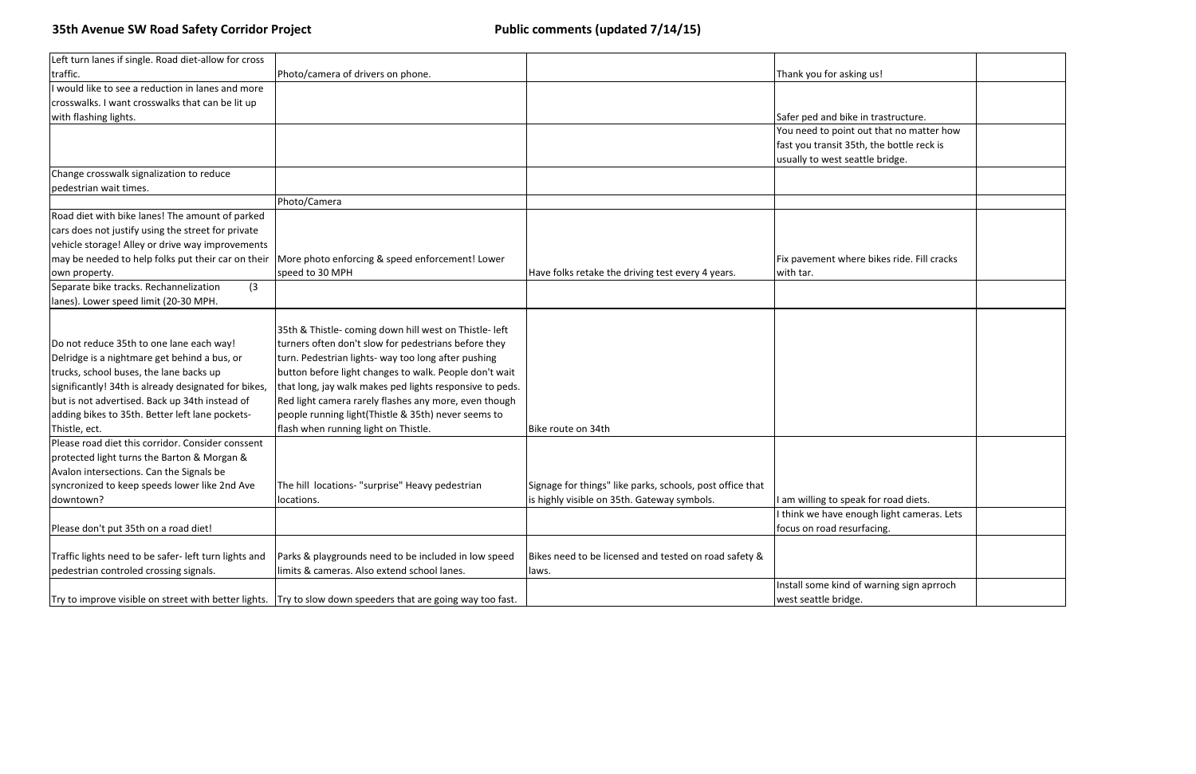**35th Avenue SW Road Safety Corridor Project** **Public comments (updated 7/14/15)**

| | | | | |
|---|---|---|---|---|
| Left turn lanes if single. Road diet-allow for cross traffic. | Photo/camera of drivers on phone. | | Thank you for asking us! | |
| I would like to see a reduction in lanes and more crosswalks. I want crosswalks that can be lit up with flashing lights. | | | Safer ped and bike in trastructure. | |
| | | | You need to point out that no matter how fast you transit 35th, the bottle reck is usually to west seattle bridge. | |
| Change crosswalk signalization to reduce pedestrian wait times. | | | | |
| | Photo/Camera | | | |
| Road diet with bike lanes! The amount of parked cars does not justify using the street for private vehicle storage! Alley or drive way improvements may be needed to help folks put their car on their own property. | More photo enforcing & speed enforcement! Lower speed to 30 MPH | Have folks retake the driving test every 4 years. | Fix pavement where bikes ride. Fill cracks with tar. | |
| Separate bike tracks. Rechannelization (3 lanes). Lower speed limit (20-30 MPH. | | | | |
| Do not reduce 35th to one lane each way! Delridge is a nightmare get behind a bus, or trucks, school buses, the lane backs up significantly! 34th is already designated for bikes, but is not advertised. Back up 34th instead of adding bikes to 35th. Better left lane pockets- Thistle, ect. | 35th & Thistle- coming down hill west on Thistle- left turners often don't slow for pedestrians before they turn. Pedestrian lights- way too long after pushing button before light changes to walk. People don't wait that long, jay walk makes ped lights responsive to peds. Red light camera rarely flashes any more, even though people running light(Thistle & 35th) never seems to flash when running light on Thistle. | Bike route on 34th | | |
| Please road diet this corridor. Consider conssent protected light turns the Barton & Morgan & Avalon intersections. Can the Signals be syncronized to keep speeds lower like 2nd Ave downtown? | The hill locations- "surprise" Heavy pedestrian locations. | Signage for things" like parks, schools, post office that is highly visible on 35th. Gateway symbols. | I am willing to speak for road diets. | |
| Please don't put 35th on a road diet! | | | I think we have enough light cameras. Lets focus on road resurfacing. | |
| Traffic lights need to be safer- left turn lights and pedestrian controled crossing signals. | Parks & playgrounds need to be included in low speed limits & cameras. Also extend school lanes. | Bikes need to be licensed and tested on road safety & laws. | | |
| Try to improve visible on street with better lights. | Try to slow down speeders that are going way too fast. | | Install some kind of warning sign aprroch west seattle bridge. | |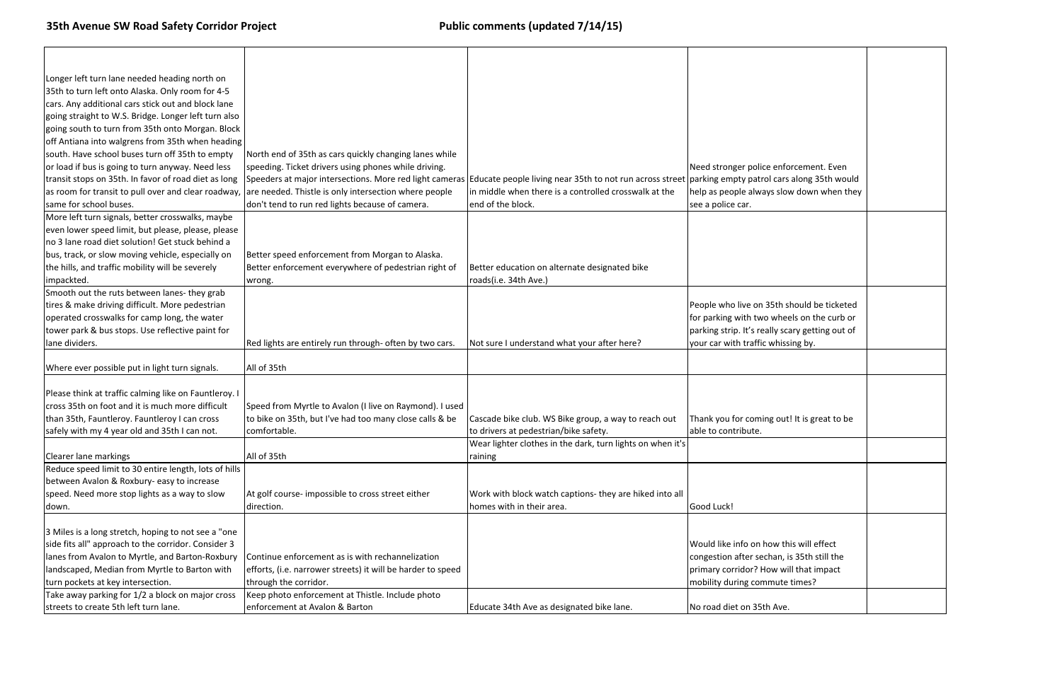## 35th Avenue SW Road Safety Corridor Project

## Public comments (updated 7/14/15)

| | | | | |
|---|---|---|---|---|
| Longer left turn lane needed heading north on 35th to turn left onto Alaska. Only room for 4-5 cars. Any additional cars stick out and block lane going straight to W.S. Bridge. Longer left turn also going south to turn from 35th onto Morgan. Block off Antiana into walgrens from 35th when heading south. Have school buses turn off 35th to empty or load if bus is going to turn anyway. Need less transit stops on 35th. In favor of road diet as long as room for transit to pull over and clear roadway, same for school buses. | North end of 35th as cars quickly changing lanes while speeding. Ticket drivers using phones while driving. Speeders at major intersections. More red light cameras are needed. Thistle is only intersection where people don't tend to run red lights because of camera. | Educate people living near 35th to not run across street in middle when there is a controlled crosswalk at the end of the block. | Need stronger police enforcement. Even parking empty patrol cars along 35th would help as people always slow down when they see a police car. | |
| More left turn signals, better crosswalks, maybe even lower speed limit, but please, please, please no 3 lane road diet solution! Get stuck behind a bus, track, or slow moving vehicle, especially on the hills, and traffic mobility will be severely impackted. | Better speed enforcement from Morgan to Alaska. Better enforcement everywhere of pedestrian right of wrong. | Better education on alternate designated bike roads(i.e. 34th Ave.) | | |
| Smooth out the ruts between lanes- they grab tires & make driving difficult. More pedestrian operated crosswalks for camp long, the water tower park & bus stops. Use reflective paint for lane dividers. | Red lights are entirely run through- often by two cars. | Not sure I understand what your after here? | People who live on 35th should be ticketed for parking with two wheels on the curb or parking strip. It's really scary getting out of your car with traffic whissing by. | |
| Where ever possible put in light turn signals. | All of 35th | | | |
| Please think at traffic calming like on Fauntleroy. I cross 35th on foot and it is much more difficult than 35th, Fauntleroy. Fauntleroy I can cross safely with my 4 year old and 35th I can not. | Speed from Myrtle to Avalon (I live on Raymond). I used to bike on 35th, but I've had too many close calls & be comfortable. | Cascade bike club. WS Bike group, a way to reach out to drivers at pedestrian/bike safety. | Thank you for coming out! It is great to be able to contribute. | |
| Clearer lane markings | All of 35th | Wear lighter clothes in the dark, turn lights on when it's raining | | |
| Reduce speed limit to 30 entire length, lots of hills between Avalon & Roxbury- easy to increase speed. Need more stop lights as a way to slow down. | At golf course- impossible to cross street either direction. | Work with block watch captions- they are hiked into all homes with in their area. | Good Luck! | |
| 3 Miles is a long stretch, hoping to not see a "one side fits all" approach to the corridor. Consider 3 lanes from Avalon to Myrtle, and Barton-Roxbury landscaped, Median from Myrtle to Barton with turn pockets at key intersection. | Continue enforcement as is with rechannelization efforts, (i.e. narrower streets) it will be harder to speed through the corridor. | | Would like info on how this will effect congestion after sechan, is 35th still the primary corridor? How will that impact mobility during commute times? | |
| Take away parking for 1/2 a block on major cross streets to create 5th left turn lane. | Keep photo enforcement at Thistle. Include photo enforcement at Avalon & Barton | Educate 34th Ave as designated bike lane. | No road diet on 35th Ave. | |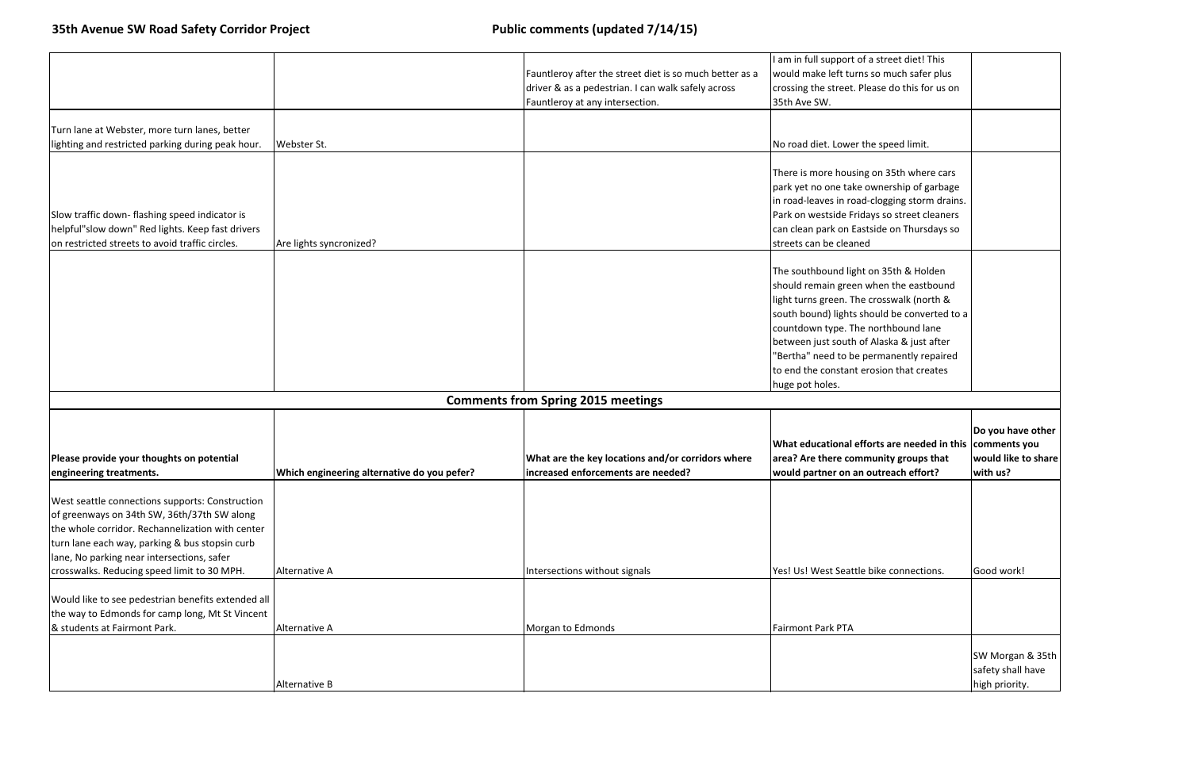# 35th Avenue SW Road Safety Corridor Project

**Public comments (updated 7/14/15)**

| | | | | |
|---|---|---|---|---|
| | | Fauntleroy after the street diet is so much better as a driver & as a pedestrian. I can walk safely across Fauntleroy at any intersection. | I am in full support of a street diet! This would make left turns so much safer plus crossing the street. Please do this for us on 35th Ave SW. | |
| Turn lane at Webster, more turn lanes, better lighting and restricted parking during peak hour. | Webster St. | | No road diet. Lower the speed limit. | |
| Slow traffic down- flashing speed indicator is helpful"slow down" Red lights. Keep fast drivers on restricted streets to avoid traffic circles. | Are lights syncronized? | | There is more housing on 35th where cars park yet no one take ownership of garbage in road-leaves in road-clogging storm drains. Park on westside Fridays so street cleaners can clean park on Eastside on Thursdays so streets can be cleaned | |
| | | | The southbound light on 35th & Holden should remain green when the eastbound light turns green. The crosswalk (north & south bound) lights should be converted to a countdown type. The northbound lane between just south of Alaska & just after "Bertha" need to be permanently repaired to end the constant erosion that creates huge pot holes. | |
| **Comments from Spring 2015 meetings** | | | | |
| **Please provide your thoughts on potential engineering treatments.** | **Which engineering alternative do you pefer?** | **What are the key locations and/or corridors where increased enforcements are needed?** | **What educational efforts are needed in this area? Are there community groups that would partner on an outreach effort?** | **Do you have other comments you would like to share with us?** |
| West seattle connections supports: Construction of greenways on 34th SW, 36th/37th SW along the whole corridor. Rechannelization with center turn lane each way, parking & bus stopsin curb lane, No parking near intersections, safer crosswalks. Reducing speed limit to 30 MPH. | Alternative A | Intersections without signals | Yes! Us! West Seattle bike connections. | Good work! |
| Would like to see pedestrian benefits extended all the way to Edmonds for camp long, Mt St Vincent & students at Fairmont Park. | Alternative A | Morgan to Edmonds | Fairmont Park PTA | |
| | Alternative B | | | SW Morgan & 35th safety shall have high priority. |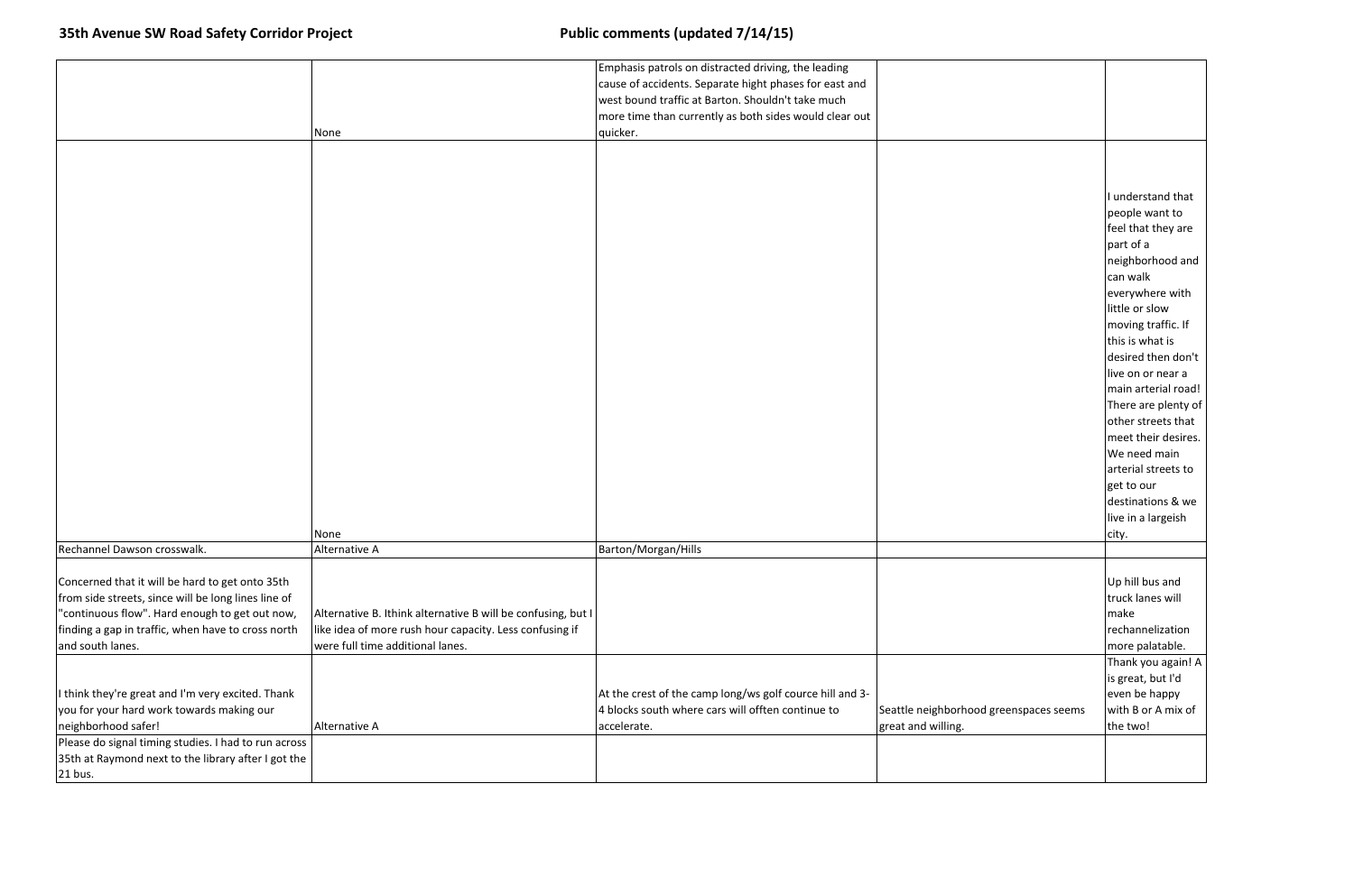## 35th Avenue SW Road Safety Corridor Project

## Public comments (updated 7/14/15)

| | | | | |
|---|---|---|---|---|
| | None | Emphasis patrols on distracted driving, the leading cause of accidents. Separate hight phases for east and west bound traffic at Barton. Shouldn't take much more time than currently as both sides would clear out quicker. | | |
| | None | | | I understand that people want to feel that they are part of a neighborhood and can walk everywhere with little or slow moving traffic. If this is what is desired then don't live on or near a main arterial road! There are plenty of other streets that meet their desires. We need main arterial streets to get to our destinations & we live in a largeish city. |
| Rechannel Dawson crosswalk. | Alternative A | Barton/Morgan/Hills | | |
| Concerned that it will be hard to get onto 35th from side streets, since will be long lines line of "continuous flow". Hard enough to get out now, finding a gap in traffic, when have to cross north and south lanes. | Alternative B. Ithink alternative B will be confusing, but I like idea of more rush hour capacity. Less confusing if were full time additional lanes. | | | Up hill bus and truck lanes will make rechannelization more palatable. |
| I think they're great and I'm very excited. Thank you for your hard work towards making our neighborhood safer! | Alternative A | At the crest of the camp long/ws golf cource hill and 3-4 blocks south where cars will offten continue to accelerate. | Seattle neighborhood greenspaces seems great and willing. | Thank you again! A is great, but I'd even be happy with B or A mix of the two! |
| Please do signal timing studies. I had to run across 35th at Raymond next to the library after I got the 21 bus. | | | | |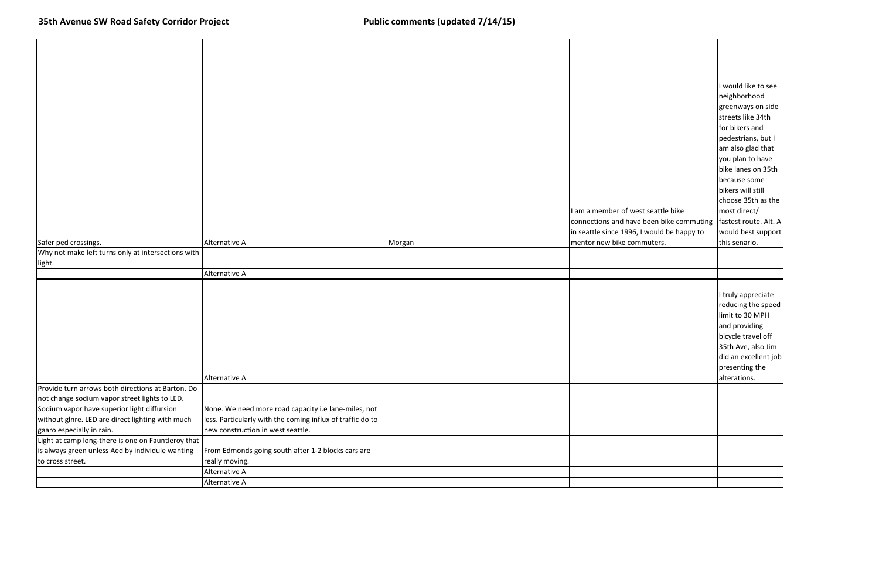# 35th Avenue SW Road Safety Corridor Project

**Public comments (updated 7/14/15)**

| | | | | |
|---|---|---|---|---|
| Safer ped crossings. | Alternative A | Morgan | I am a member of west seattle bike connections and have been bike commuting in seattle since 1996, I would be happy to mentor new bike commuters. | I would like to see neighborhood greenways on side streets like 34th for bikers and pedestrians, but I am also glad that you plan to have bike lanes on 35th because some bikers will still choose 35th as the most direct/ fastest route. Alt. A would best support this senario. |
| Why not make left turns only at intersections with light. | | | | |
| | Alternative A | | | |
| | Alternative A | | | I truly appreciate reducing the speed limit to 30 MPH and providing bicycle travel off 35th Ave, also Jim did an excellent job presenting the alterations. |
| Provide turn arrows both directions at Barton. Do not change sodium vapor street lights to LED. Sodium vapor have superior light diffursion without glnre. LED are direct lighting with much gaaro especially in rain. | None. We need more road capacity i.e lane-miles, not less. Particularly with the coming influx of traffic do to new construction in west seattle. | | | |
| Light at camp long-there is one on Fauntleroy that is always green unless Aed by individule wanting to cross street. | From Edmonds going south after 1-2 blocks cars are really moving. | | | |
| | Alternative A | | | |
| | Alternative A | | | |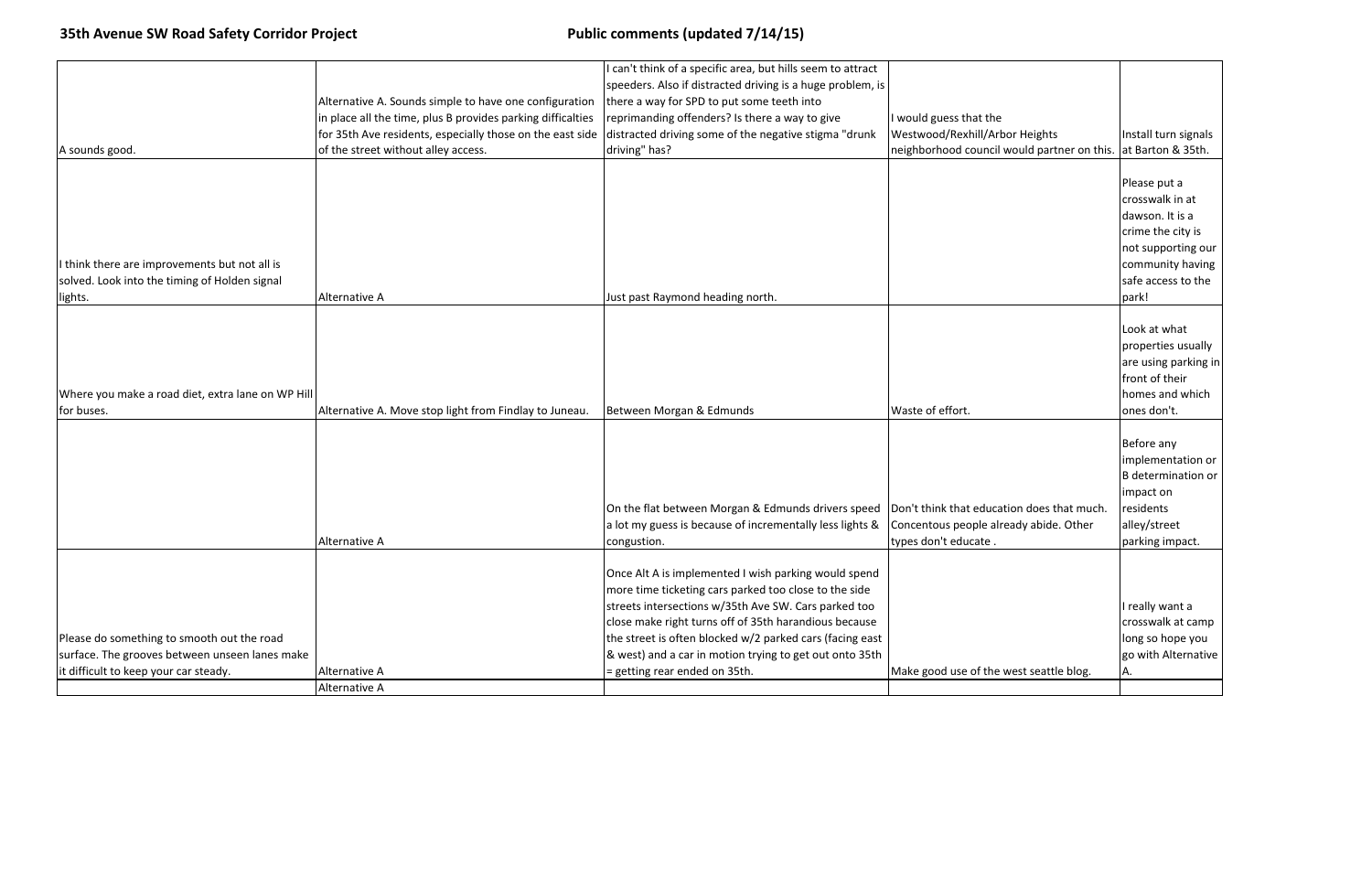**35th Avenue SW Road Safety Corridor Project** **Public comments (updated 7/14/15)**

| | | | | |
|---|---|---|---|---|
| A sounds good. | Alternative A. Sounds simple to have one configuration in place all the time, plus B provides parking difficalties for 35th Ave residents, especially those on the east side of the street without alley access. | I can't think of a specific area, but hills seem to attract speeders. Also if distracted driving is a huge problem, is there a way for SPD to put some teeth into reprimanding offenders? Is there a way to give distracted driving some of the negative stigma "drunk driving" has? | I would guess that the Westwood/Rexhill/Arbor Heights neighborhood council would partner on this. | Install turn signals at Barton & 35th. |
| I think there are improvements but not all is solved. Look into the timing of Holden signal lights. | Alternative A | Just past Raymond heading north. | | Please put a crosswalk in at dawson. It is a crime the city is not supporting our community having safe access to the park! |
| Where you make a road diet, extra lane on WP Hill for buses. | Alternative A. Move stop light from Findlay to Juneau. | Between Morgan & Edmunds | Waste of effort. | Look at what properties usually are using parking in front of their homes and which ones don't. |
| | Alternative A | On the flat between Morgan & Edmunds drivers speed a lot my guess is because of incrementally less lights & congustion. | Don't think that education does that much. Concentous people already abide. Other types don't educate . | Before any implementation or B determination or impact on residents alley/street parking impact. |
| Please do something to smooth out the road surface. The grooves between unseen lanes make it difficult to keep your car steady. | Alternative A | Once Alt A is implemented I wish parking would spend more time ticketing cars parked too close to the side streets intersections w/35th Ave SW. Cars parked too close make right turns off of 35th harandious because the street is often blocked w/2 parked cars (facing east & west) and a car in motion trying to get out onto 35th = getting rear ended on 35th. | Make good use of the west seattle blog. | I really want a crosswalk at camp long so hope you go with Alternative A. |
| | Alternative A | | | |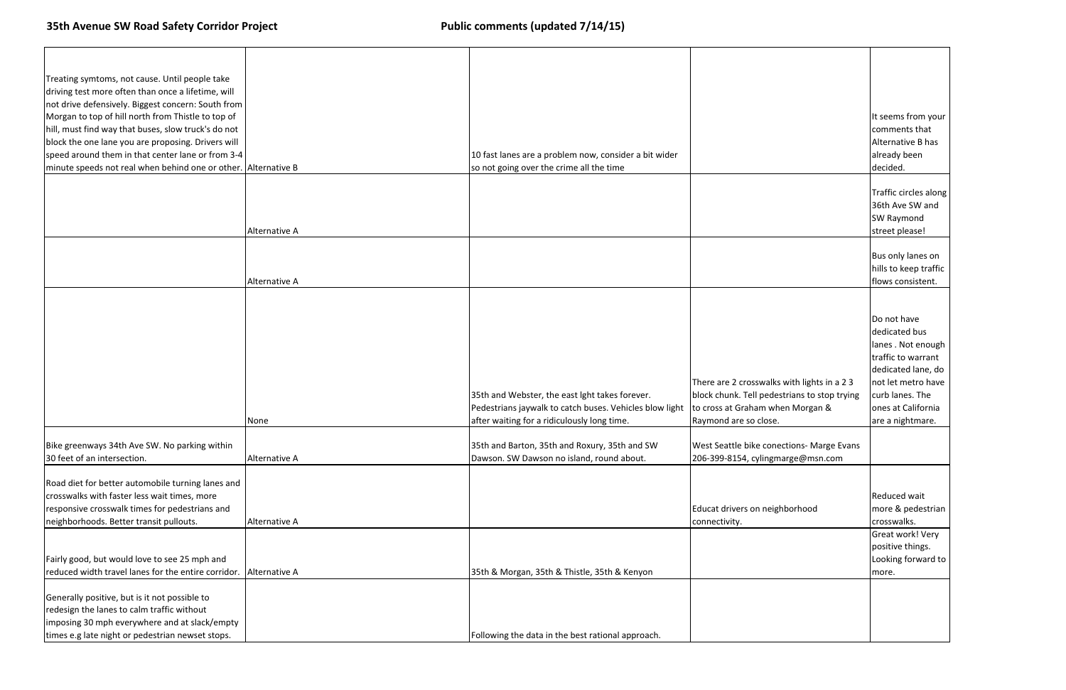**35th Avenue SW Road Safety Corridor Project** **Public comments (updated 7/14/15)**

| | | | | |
|---|---|---|---|---|
| Treating symtoms, not cause. Until people take driving test more often than once a lifetime, will not drive defensively. Biggest concern: South from Morgan to top of hill north from Thistle to top of hill, must find way that buses, slow truck's do not block the one lane you are proposing. Drivers will speed around them in that center lane or from 3-4 minute speeds not real when behind one or other. | Alternative B | 10 fast lanes are a problem now, consider a bit wider so not going over the crime all the time | | It seems from your comments that Alternative B has already been decided. |
| | Alternative A | | | Traffic circles along 36th Ave SW and SW Raymond street please! |
| | Alternative A | | | Bus only lanes on hills to keep traffic flows consistent. |
| | None | 35th and Webster, the east lght takes forever. Pedestrians jaywalk to catch buses. Vehicles blow light after waiting for a ridiculously long time. | There are 2 crosswalks with lights in a 2 3 block chunk. Tell pedestrians to stop trying to cross at Graham when Morgan & Raymond are so close. | Do not have dedicated bus lanes . Not enough traffic to warrant dedicated lane, do not let metro have curb lanes. The ones at California are a nightmare. |
| Bike greenways 34th Ave SW. No parking within 30 feet of an intersection. | Alternative A | 35th and Barton, 35th and Roxury, 35th and SW Dawson. SW Dawson no island, round about. | West Seattle bike conections- Marge Evans 206-399-8154, cylingmarge@msn.com | |
| Road diet for better automobile turning lanes and crosswalks with faster less wait times, more responsive crosswalk times for pedestrians and neighborhoods. Better transit pullouts. | Alternative A | | Educat drivers on neighborhood connectivity. | Reduced wait more & pedestrian crosswalks. |
| Fairly good, but would love to see 25 mph and reduced width travel lanes for the entire corridor. | Alternative A | 35th & Morgan, 35th & Thistle, 35th & Kenyon | | Great work! Very positive things. Looking forward to more. |
| Generally positive, but is it not possible to redesign the lanes to calm traffic without imposing 30 mph everywhere and at slack/empty times e.g late night or pedestrian newset stops. | | Following the data in the best rational approach. | | |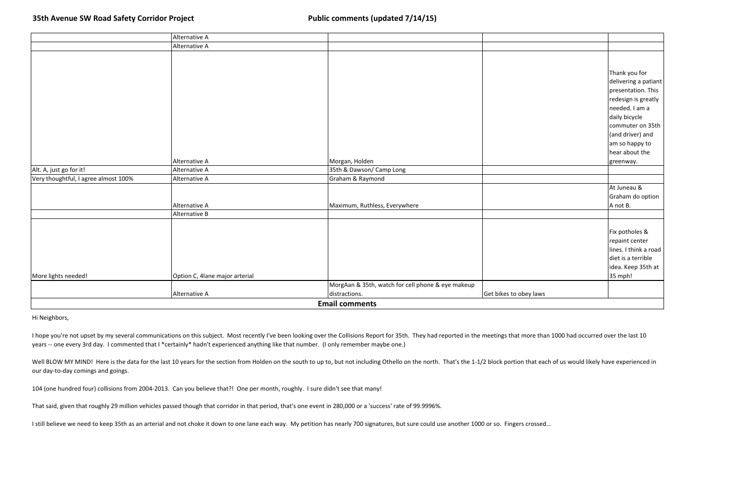**35th Avenue SW Road Safety Corridor Project** **Public comments (updated 7/14/15)**

| | | | | |
|---|---|---|---|---|
| | Alternative A | | | |
| | Alternative A | | | |
| | Alternative A | Morgan, Holden | | Thank you for delivering a patiant presentation. This redesign is greatly needed. I am a daily bicycle commuter on 35th (and driver) and am so happy to hear about the greenway. |
| Alt. A, just go for it! | Alternative A | 35th & Dawson/ Camp Long | | |
| Very thoughtful, I agree almost 100% | Alternative A | Graham & Raymond | | |
| | Alternative A | Maximum, Ruthless, Everywhere | | At Juneau & Graham do option A not B. |
| | Alternative B | | | |
| More lights needed! | Option C, 4lane major arterial | | | Fix potholes & repaint center lines. I think a road diet is a terrible idea. Keep 35th at 35 mph! |
| | Alternative A | MorgAan & 35th, watch for cell phone & eye makeup distractions. | Get bikes to obey laws | |
| **Email comments** | | | | |

Hi Neighbors,

I hope you're not upset by my several communications on this subject. Most recently I've been looking over the Collisions Report for 35th. They had reported in the meetings that more than 1000 had occurred over the last 10 years -- one every 3rd day. I commented that I *certainly* hadn't experienced anything like that number. (I only remember maybe one.)

Well BLOW MY MIND! Here is the data for the last 10 years for the section from Holden on the south to up to, but not including Othello on the north. That's the 1-1/2 block portion that each of us would likely have experienced in our day-to-day comings and goings.

104 (one hundred four) collisions from 2004-2013. Can you believe that?! One per month, roughly. I sure didn't see that many!

That said, given that roughly 29 million vehicles passed though that corridor in that period, that's one event in 280,000 or a 'success' rate of 99.9996%.

I still believe we need to keep 35th as an arterial and not choke it down to one lane each way. My petition has nearly 700 signatures, but sure could use another 1000 or so. Fingers crossed...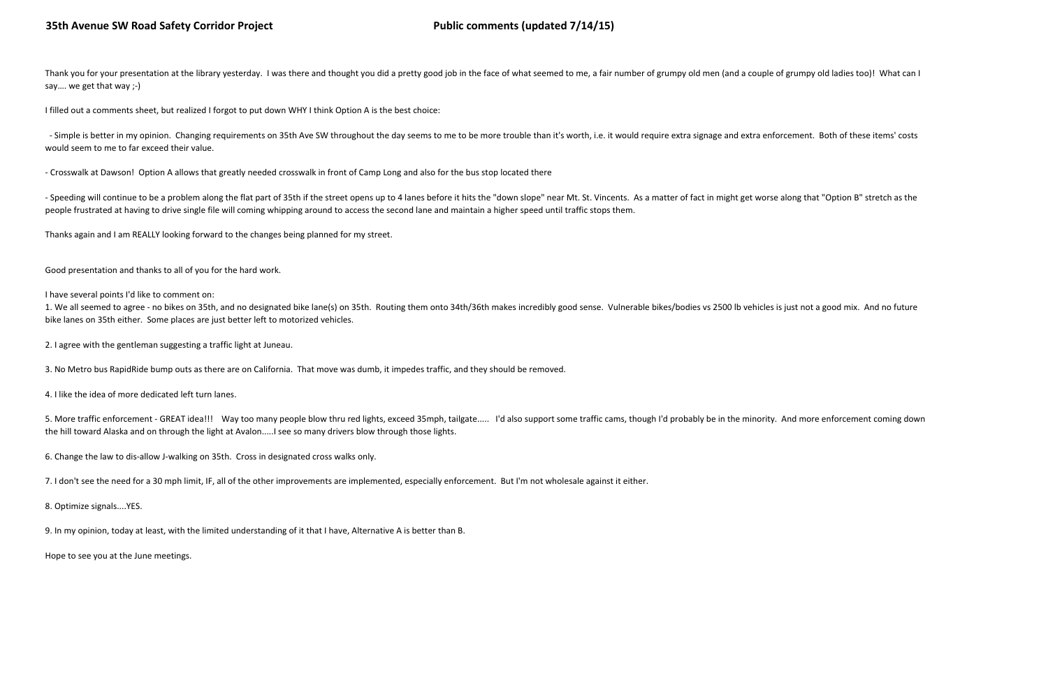Thank you for your presentation at the library yesterday. I was there and thought you did a pretty good job in the face of what seemed to me, a fair number of grumpy old men (and a couple of grumpy old ladies too)! What can I say…. we get that way ;-)

I filled out a comments sheet, but realized I forgot to put down WHY I think Option A is the best choice:

- Simple is better in my opinion. Changing requirements on 35th Ave SW throughout the day seems to me to be more trouble than it's worth, i.e. it would require extra signage and extra enforcement. Both of these items' costs would seem to me to far exceed their value.

- Crosswalk at Dawson! Option A allows that greatly needed crosswalk in front of Camp Long and also for the bus stop located there

- Speeding will continue to be a problem along the flat part of 35th if the street opens up to 4 lanes before it hits the "down slope" near Mt. St. Vincents. As a matter of fact in might get worse along that "Option B" stretch as the people frustrated at having to drive single file will coming whipping around to access the second lane and maintain a higher speed until traffic stops them.

Thanks again and I am REALLY looking forward to the changes being planned for my street.

Good presentation and thanks to all of you for the hard work.

I have several points I'd like to comment on:

1. We all seemed to agree - no bikes on 35th, and no designated bike lane(s) on 35th. Routing them onto 34th/36th makes incredibly good sense. Vulnerable bikes/bodies vs 2500 lb vehicles is just not a good mix. And no future bike lanes on 35th either. Some places are just better left to motorized vehicles.

2. I agree with the gentleman suggesting a traffic light at Juneau.

3. No Metro bus RapidRide bump outs as there are on California. That move was dumb, it impedes traffic, and they should be removed.

4. I like the idea of more dedicated left turn lanes.

5. More traffic enforcement - GREAT idea!!! Way too many people blow thru red lights, exceed 35mph, tailgate….. I'd also support some traffic cams, though I'd probably be in the minority. And more enforcement coming down the hill toward Alaska and on through the light at Avalon…..I see so many drivers blow through those lights.

6. Change the law to dis-allow J-walking on 35th. Cross in designated cross walks only.

7. I don't see the need for a 30 mph limit, IF, all of the other improvements are implemented, especially enforcement. But I'm not wholesale against it either.

8. Optimize signals….YES.

9. In my opinion, today at least, with the limited understanding of it that I have, Alternative A is better than B.

Hope to see you at the June meetings.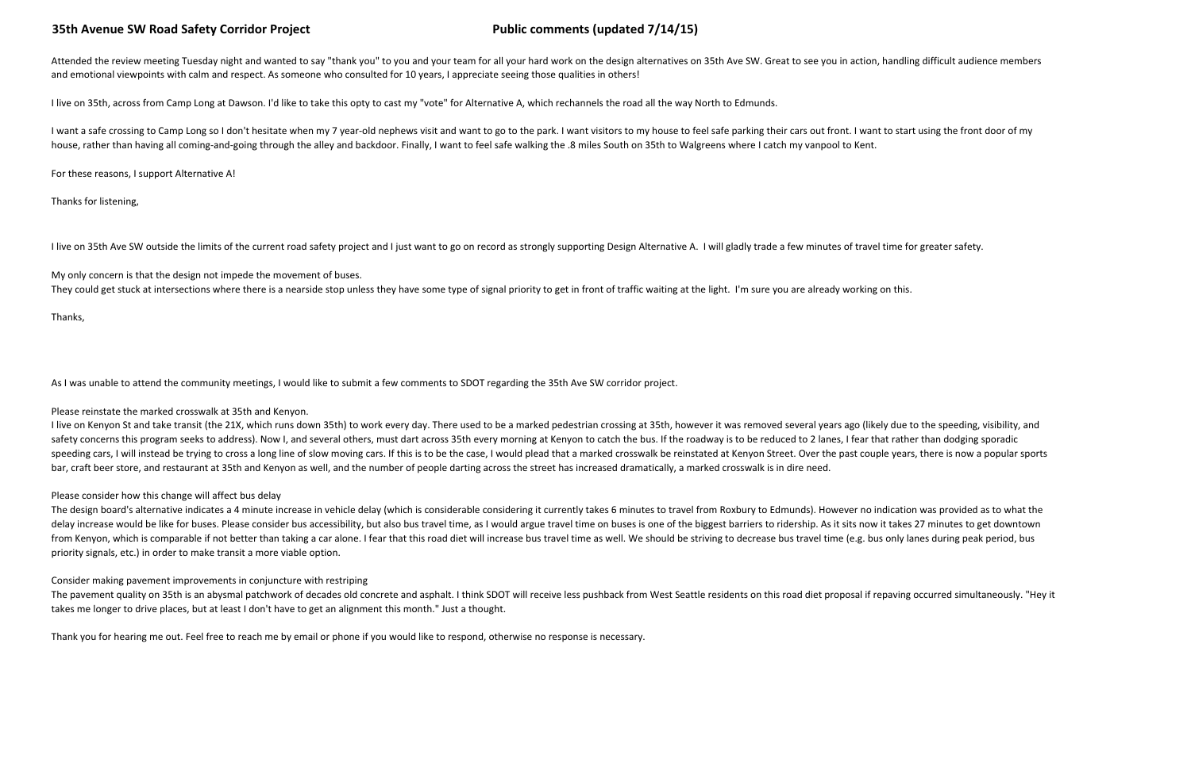**35th Avenue SW Road Safety Corridor Project** **Public comments (updated 7/14/15)**

Attended the review meeting Tuesday night and wanted to say "thank you" to you and your team for all your hard work on the design alternatives on 35th Ave SW. Great to see you in action, handling difficult audience members and emotional viewpoints with calm and respect. As someone who consulted for 10 years, I appreciate seeing those qualities in others!

I live on 35th, across from Camp Long at Dawson. I'd like to take this opty to cast my "vote" for Alternative A, which rechannels the road all the way North to Edmunds.

I want a safe crossing to Camp Long so I don't hesitate when my 7 year-old nephews visit and want to go to the park. I want visitors to my house to feel safe parking their cars out front. I want to start using the front door of my house, rather than having all coming-and-going through the alley and backdoor. Finally, I want to feel safe walking the .8 miles South on 35th to Walgreens where I catch my vanpool to Kent.

For these reasons, I support Alternative A!

Thanks for listening,

I live on 35th Ave SW outside the limits of the current road safety project and I just want to go on record as strongly supporting Design Alternative A. I will gladly trade a few minutes of travel time for greater safety.

My only concern is that the design not impede the movement of buses.
They could get stuck at intersections where there is a nearside stop unless they have some type of signal priority to get in front of traffic waiting at the light. I'm sure you are already working on this.

Thanks,

As I was unable to attend the community meetings, I would like to submit a few comments to SDOT regarding the 35th Ave SW corridor project.

Please reinstate the marked crosswalk at 35th and Kenyon.
I live on Kenyon St and take transit (the 21X, which runs down 35th) to work every day. There used to be a marked pedestrian crossing at 35th, however it was removed several years ago (likely due to the speeding, visibility, and safety concerns this program seeks to address). Now I, and several others, must dart across 35th every morning at Kenyon to catch the bus. If the roadway is to be reduced to 2 lanes, I fear that rather than dodging sporadic speeding cars, I will instead be trying to cross a long line of slow moving cars. If this is to be the case, I would plead that a marked crosswalk be reinstated at Kenyon Street. Over the past couple years, there is now a popular sports bar, craft beer store, and restaurant at 35th and Kenyon as well, and the number of people darting across the street has increased dramatically, a marked crosswalk is in dire need.

Please consider how this change will affect bus delay
The design board's alternative indicates a 4 minute increase in vehicle delay (which is considerable considering it currently takes 6 minutes to travel from Roxbury to Edmunds). However no indication was provided as to what the delay increase would be like for buses. Please consider bus accessibility, but also bus travel time, as I would argue travel time on buses is one of the biggest barriers to ridership. As it sits now it takes 27 minutes to get downtown from Kenyon, which is comparable if not better than taking a car alone. I fear that this road diet will increase bus travel time as well. We should be striving to decrease bus travel time (e.g. bus only lanes during peak period, bus priority signals, etc.) in order to make transit a more viable option.

Consider making pavement improvements in conjuncture with restriping
The pavement quality on 35th is an abysmal patchwork of decades old concrete and asphalt. I think SDOT will receive less pushback from West Seattle residents on this road diet proposal if repaving occurred simultaneously. "Hey it takes me longer to drive places, but at least I don't have to get an alignment this month." Just a thought.

Thank you for hearing me out. Feel free to reach me by email or phone if you would like to respond, otherwise no response is necessary.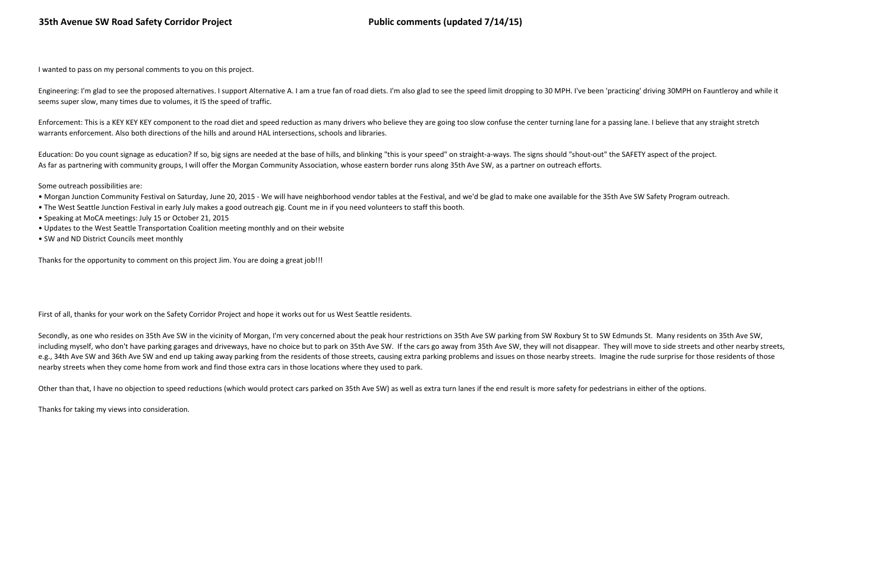I wanted to pass on my personal comments to you on this project.

Engineering: I'm glad to see the proposed alternatives. I support Alternative A. I am a true fan of road diets. I'm also glad to see the speed limit dropping to 30 MPH. I've been 'practicing' driving 30MPH on Fauntleroy and while it seems super slow, many times due to volumes, it IS the speed of traffic.

Enforcement: This is a KEY KEY KEY component to the road diet and speed reduction as many drivers who believe they are going too slow confuse the center turning lane for a passing lane. I believe that any straight stretch warrants enforcement. Also both directions of the hills and around HAL intersections, schools and libraries.

Education: Do you count signage as education? If so, big signs are needed at the base of hills, and blinking "this is your speed" on straight-a-ways. The signs should "shout-out" the SAFETY aspect of the project.
As far as partnering with community groups, I will offer the Morgan Community Association, whose eastern border runs along 35th Ave SW, as a partner on outreach efforts.

Some outreach possibilities are:

- Morgan Junction Community Festival on Saturday, June 20, 2015 - We will have neighborhood vendor tables at the Festival, and we'd be glad to make one available for the 35th Ave SW Safety Program outreach.
- The West Seattle Junction Festival in early July makes a good outreach gig. Count me in if you need volunteers to staff this booth.
- Speaking at MoCA meetings: July 15 or October 21, 2015
- Updates to the West Seattle Transportation Coalition meeting monthly and on their website
- SW and ND District Councils meet monthly

Thanks for the opportunity to comment on this project Jim. You are doing a great job!!!

First of all, thanks for your work on the Safety Corridor Project and hope it works out for us West Seattle residents.

Secondly, as one who resides on 35th Ave SW in the vicinity of Morgan, I'm very concerned about the peak hour restrictions on 35th Ave SW parking from SW Roxbury St to SW Edmunds St. Many residents on 35th Ave SW, including myself, who don't have parking garages and driveways, have no choice but to park on 35th Ave SW. If the cars go away from 35th Ave SW, they will not disappear. They will move to side streets and other nearby streets, e.g., 34th Ave SW and 36th Ave SW and end up taking away parking from the residents of those streets, causing extra parking problems and issues on those nearby streets. Imagine the rude surprise for those residents of those nearby streets when they come home from work and find those extra cars in those locations where they used to park.

Other than that, I have no objection to speed reductions (which would protect cars parked on 35th Ave SW) as well as extra turn lanes if the end result is more safety for pedestrians in either of the options.

Thanks for taking my views into consideration.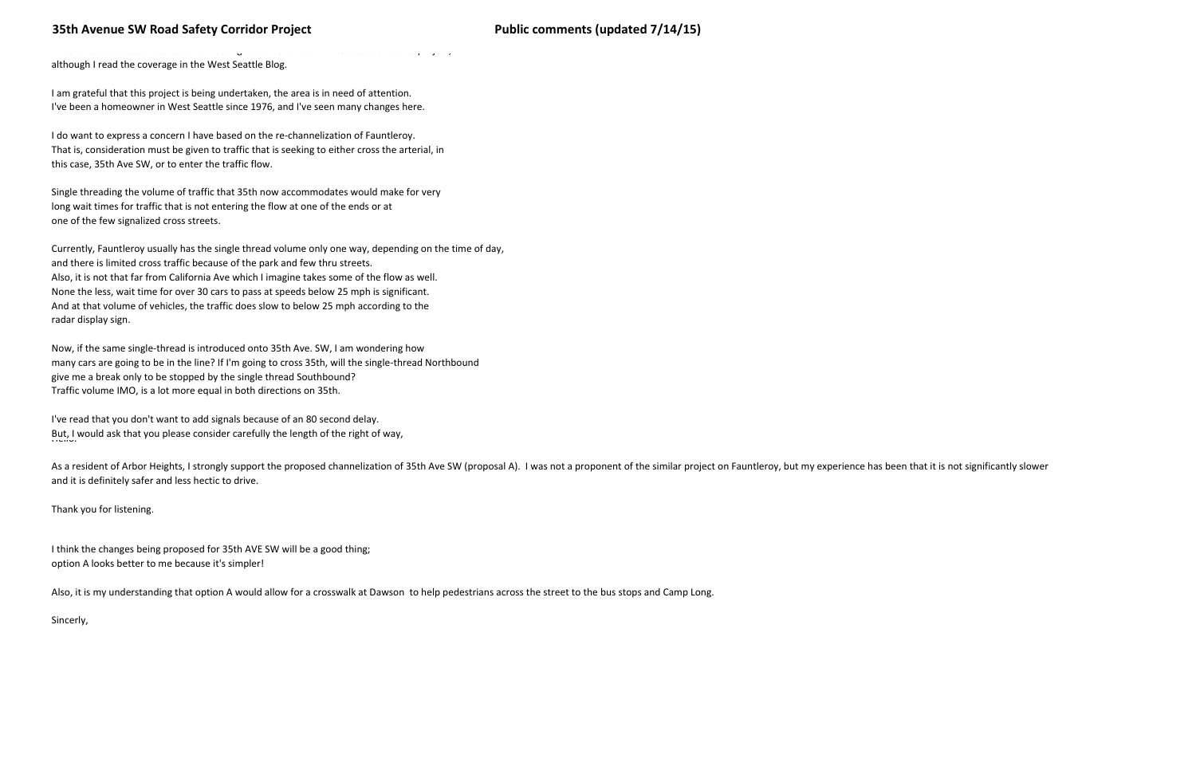although I read the coverage in the West Seattle Blog.

I am grateful that this project is being undertaken, the area is in need of attention.
I've been a homeowner in West Seattle since 1976, and I've seen many changes here.

I do want to express a concern I have based on the re-channelization of Fauntleroy.
That is, consideration must be given to traffic that is seeking to either cross the arterial, in this case, 35th Ave SW, or to enter the traffic flow.

Single threading the volume of traffic that 35th now accommodates would make for very long wait times for traffic that is not entering the flow at one of the ends or at one of the few signalized cross streets.

Currently, Fauntleroy usually has the single thread volume only one way, depending on the time of day, and there is limited cross traffic because of the park and few thru streets.
Also, it is not that far from California Ave which I imagine takes some of the flow as well.
None the less, wait time for over 30 cars to pass at speeds below 25 mph is significant.
And at that volume of vehicles, the traffic does slow to below 25 mph according to the radar display sign.

Now, if the same single-thread is introduced onto 35th Ave. SW, I am wondering how many cars are going to be in the line? If I'm going to cross 35th, will the single-thread Northbound give me a break only to be stopped by the single thread Southbound?
Traffic volume IMO, is a lot more equal in both directions on 35th.

I've read that you don't want to add signals because of an 80 second delay.
But, I would ask that you please consider carefully the length of the right of way,

Hello:

As a resident of Arbor Heights, I strongly support the proposed channelization of 35th Ave SW (proposal A). I was not a proponent of the similar project on Fauntleroy, but my experience has been that it is not significantly slower and it is definitely safer and less hectic to drive.

Thank you for listening.

I think the changes being proposed for 35th AVE SW will be a good thing;
option A looks better to me because it's simpler!

Also, it is my understanding that option A would allow for a crosswalk at Dawson to help pedestrians across the street to the bus stops and Camp Long.

Sincerly,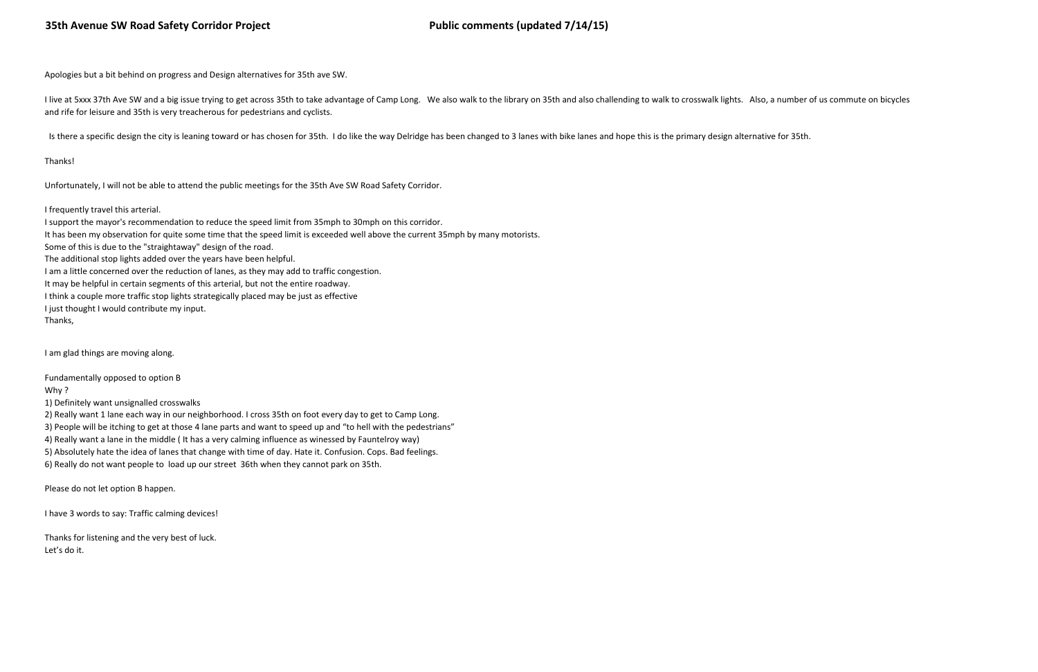Apologies but a bit behind on progress and Design alternatives for 35th ave SW.

I live at 5xxx 37th Ave SW and a big issue trying to get across 35th to take advantage of Camp Long. We also walk to the library on 35th and also challending to walk to crosswalk lights. Also, a number of us commute on bicycles and rife for leisure and 35th is very treacherous for pedestrians and cyclists.

Is there a specific design the city is leaning toward or has chosen for 35th. I do like the way Delridge has been changed to 3 lanes with bike lanes and hope this is the primary design alternative for 35th.

Thanks!

Unfortunately, I will not be able to attend the public meetings for the 35th Ave SW Road Safety Corridor.

I frequently travel this arterial.
I support the mayor's recommendation to reduce the speed limit from 35mph to 30mph on this corridor.
It has been my observation for quite some time that the speed limit is exceeded well above the current 35mph by many motorists.
Some of this is due to the "straightaway" design of the road.
The additional stop lights added over the years have been helpful.
I am a little concerned over the reduction of lanes, as they may add to traffic congestion.
It may be helpful in certain segments of this arterial, but not the entire roadway.
I think a couple more traffic stop lights strategically placed may be just as effective
I just thought I would contribute my input.
Thanks,

I am glad things are moving along.

Fundamentally opposed to option B
Why ?
1) Definitely want unsignalled crosswalks
2) Really want 1 lane each way in our neighborhood. I cross 35th on foot every day to get to Camp Long.
3) People will be itching to get at those 4 lane parts and want to speed up and "to hell with the pedestrians"
4) Really want a lane in the middle ( It has a very calming influence as winessed by Fauntelroy way)
5) Absolutely hate the idea of lanes that change with time of day. Hate it. Confusion. Cops. Bad feelings.
6) Really do not want people to load up our street 36th when they cannot park on 35th.

Please do not let option B happen.

I have 3 words to say: Traffic calming devices!

Thanks for listening and the very best of luck.
Let's do it.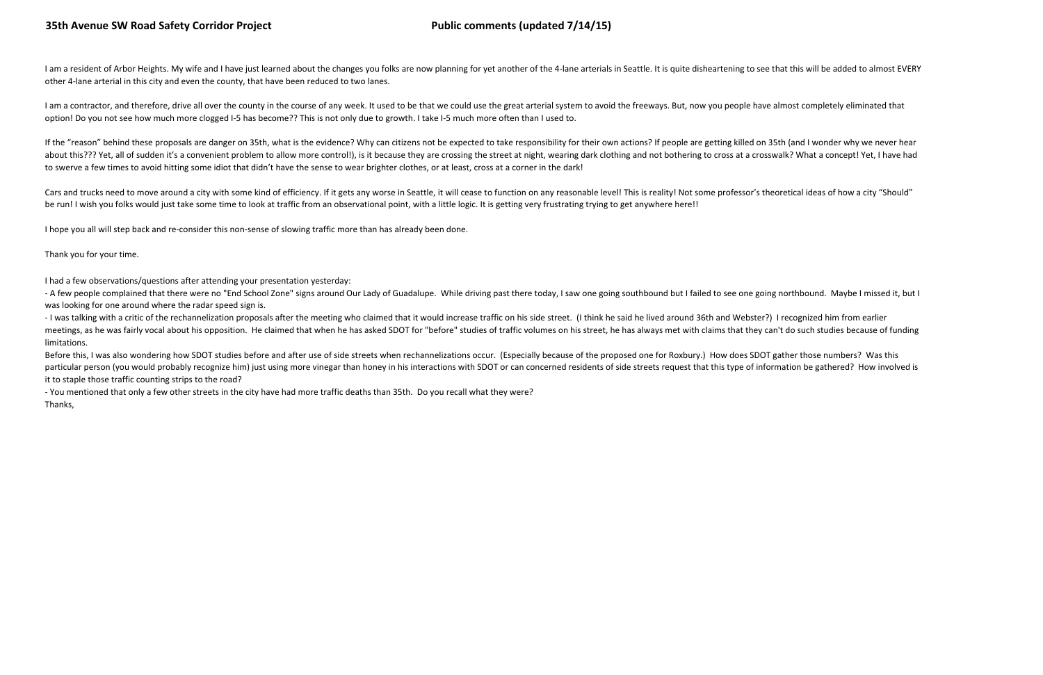I am a resident of Arbor Heights. My wife and I have just learned about the changes you folks are now planning for yet another of the 4-lane arterials in Seattle. It is quite disheartening to see that this will be added to almost EVERY other 4-lane arterial in this city and even the county, that have been reduced to two lanes.

I am a contractor, and therefore, drive all over the county in the course of any week. It used to be that we could use the great arterial system to avoid the freeways. But, now you people have almost completely eliminated that option! Do you not see how much more clogged I-5 has become?? This is not only due to growth. I take I-5 much more often than I used to.

If the "reason" behind these proposals are danger on 35th, what is the evidence? Why can citizens not be expected to take responsibility for their own actions? If people are getting killed on 35th (and I wonder why we never hear about this??? Yet, all of sudden it's a convenient problem to allow more control!), is it because they are crossing the street at night, wearing dark clothing and not bothering to cross at a crosswalk? What a concept! Yet, I have had to swerve a few times to avoid hitting some idiot that didn't have the sense to wear brighter clothes, or at least, cross at a corner in the dark!

Cars and trucks need to move around a city with some kind of efficiency. If it gets any worse in Seattle, it will cease to function on any reasonable level! This is reality! Not some professor's theoretical ideas of how a city "Should" be run! I wish you folks would just take some time to look at traffic from an observational point, with a little logic. It is getting very frustrating trying to get anywhere here!!

I hope you all will step back and re-consider this non-sense of slowing traffic more than has already been done.

Thank you for your time.

I had a few observations/questions after attending your presentation yesterday:

- A few people complained that there were no "End School Zone" signs around Our Lady of Guadalupe. While driving past there today, I saw one going southbound but I failed to see one going northbound. Maybe I missed it, but I was looking for one around where the radar speed sign is.
- I was talking with a critic of the rechannelization proposals after the meeting who claimed that it would increase traffic on his side street. (I think he said he lived around 36th and Webster?) I recognized him from earlier meetings, as he was fairly vocal about his opposition. He claimed that when he has asked SDOT for "before" studies of traffic volumes on his street, he has always met with claims that they can't do such studies because of funding limitations.

Before this, I was also wondering how SDOT studies before and after use of side streets when rechannelizations occur. (Especially because of the proposed one for Roxbury.) How does SDOT gather those numbers? Was this particular person (you would probably recognize him) just using more vinegar than honey in his interactions with SDOT or can concerned residents of side streets request that this type of information be gathered? How involved is it to staple those traffic counting strips to the road?

- You mentioned that only a few other streets in the city have had more traffic deaths than 35th. Do you recall what they were?

Thanks,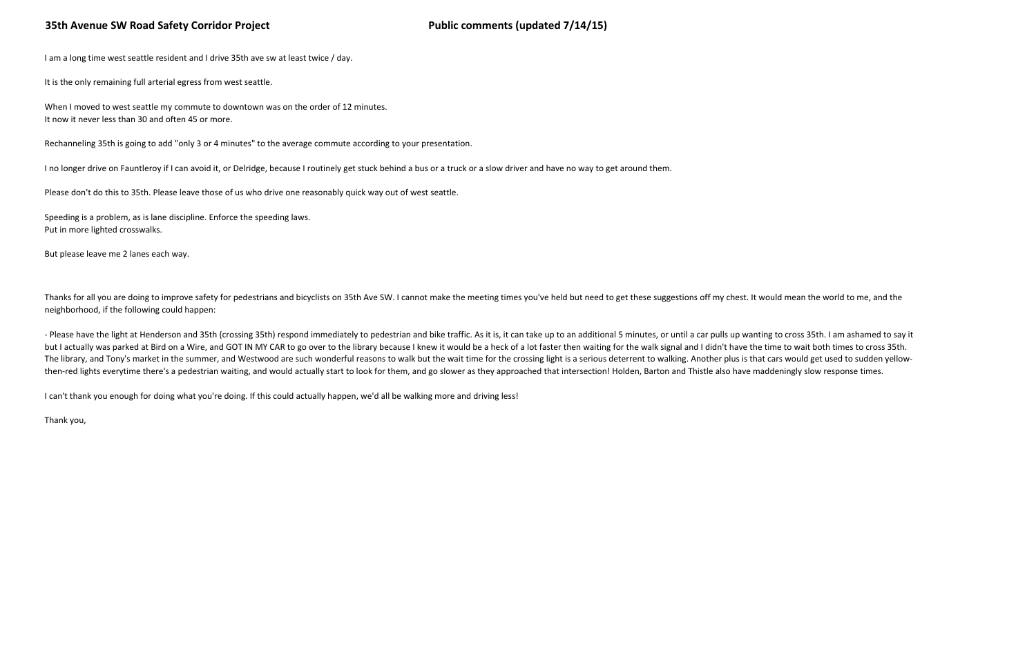I am a long time west seattle resident and I drive 35th ave sw at least twice / day.

It is the only remaining full arterial egress from west seattle.

When I moved to west seattle my commute to downtown was on the order of 12 minutes.
It now it never less than 30 and often 45 or more.

Rechanneling 35th is going to add "only 3 or 4 minutes" to the average commute according to your presentation.

I no longer drive on Fauntleroy if I can avoid it, or Delridge, because I routinely get stuck behind a bus or a truck or a slow driver and have no way to get around them.

Please don't do this to 35th. Please leave those of us who drive one reasonably quick way out of west seattle.

Speeding is a problem, as is lane discipline. Enforce the speeding laws.
Put in more lighted crosswalks.

But please leave me 2 lanes each way.

Thanks for all you are doing to improve safety for pedestrians and bicyclists on 35th Ave SW. I cannot make the meeting times you've held but need to get these suggestions off my chest. It would mean the world to me, and the neighborhood, if the following could happen:

- Please have the light at Henderson and 35th (crossing 35th) respond immediately to pedestrian and bike traffic. As it is, it can take up to an additional 5 minutes, or until a car pulls up wanting to cross 35th. I am ashamed to say it but I actually was parked at Bird on a Wire, and GOT IN MY CAR to go over to the library because I knew it would be a heck of a lot faster then waiting for the walk signal and I didn't have the time to wait both times to cross 35th. The library, and Tony's market in the summer, and Westwood are such wonderful reasons to walk but the wait time for the crossing light is a serious deterrent to walking. Another plus is that cars would get used to sudden yellow-then-red lights everytime there's a pedestrian waiting, and would actually start to look for them, and go slower as they approached that intersection! Holden, Barton and Thistle also have maddeningly slow response times.

I can't thank you enough for doing what you're doing. If this could actually happen, we'd all be walking more and driving less!

Thank you,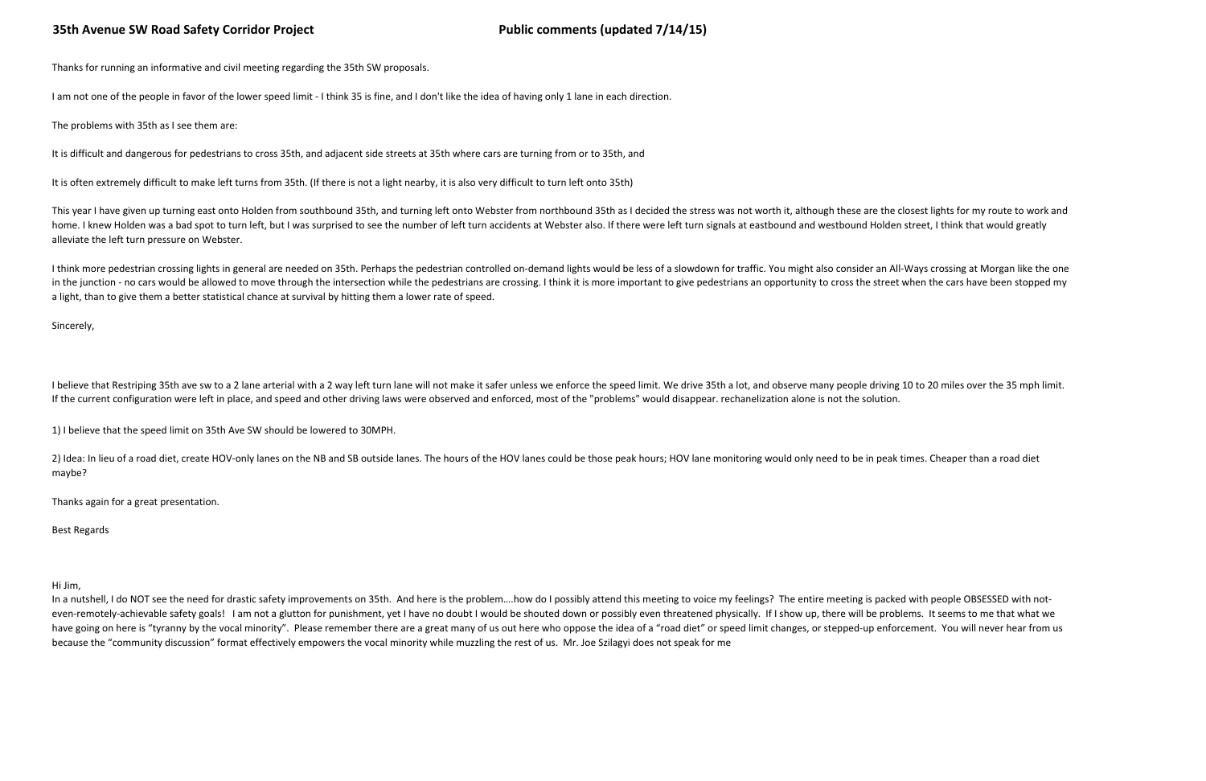Thanks for running an informative and civil meeting regarding the 35th SW proposals.

I am not one of the people in favor of the lower speed limit - I think 35 is fine, and I don't like the idea of having only 1 lane in each direction.

The problems with 35th as I see them are:

It is difficult and dangerous for pedestrians to cross 35th, and adjacent side streets at 35th where cars are turning from or to 35th, and

It is often extremely difficult to make left turns from 35th. (If there is not a light nearby, it is also very difficult to turn left onto 35th)

This year I have given up turning east onto Holden from southbound 35th, and turning left onto Webster from northbound 35th as I decided the stress was not worth it, although these are the closest lights for my route to work and home. I knew Holden was a bad spot to turn left, but I was surprised to see the number of left turn accidents at Webster also. If there were left turn signals at eastbound and westbound Holden street, I think that would greatly alleviate the left turn pressure on Webster.

I think more pedestrian crossing lights in general are needed on 35th. Perhaps the pedestrian controlled on-demand lights would be less of a slowdown for traffic. You might also consider an All-Ways crossing at Morgan like the one in the junction - no cars would be allowed to move through the intersection while the pedestrians are crossing. I think it is more important to give pedestrians an opportunity to cross the street when the cars have been stopped my a light, than to give them a better statistical chance at survival by hitting them a lower rate of speed.

Sincerely,

I believe that Restriping 35th ave sw to a 2 lane arterial with a 2 way left turn lane will not make it safer unless we enforce the speed limit. We drive 35th a lot, and observe many people driving 10 to 20 miles over the 35 mph limit. If the current configuration were left in place, and speed and other driving laws were observed and enforced, most of the "problems" would disappear. rechanelization alone is not the solution.

1) I believe that the speed limit on 35th Ave SW should be lowered to 30MPH.

2) Idea: In lieu of a road diet, create HOV-only lanes on the NB and SB outside lanes. The hours of the HOV lanes could be those peak hours; HOV lane monitoring would only need to be in peak times. Cheaper than a road diet maybe?

Thanks again for a great presentation.

Best Regards

Hi Jim,
In a nutshell, I do NOT see the need for drastic safety improvements on 35th. And here is the problem….how do I possibly attend this meeting to voice my feelings? The entire meeting is packed with people OBSESSED with not-even-remotely-achievable safety goals! I am not a glutton for punishment, yet I have no doubt I would be shouted down or possibly even threatened physically. If I show up, there will be problems. It seems to me that what we have going on here is "tyranny by the vocal minority". Please remember there are a great many of us out here who oppose the idea of a "road diet" or speed limit changes, or stepped-up enforcement. You will never hear from us because the "community discussion" format effectively empowers the vocal minority while muzzling the rest of us. Mr. Joe Szilagyi does not speak for me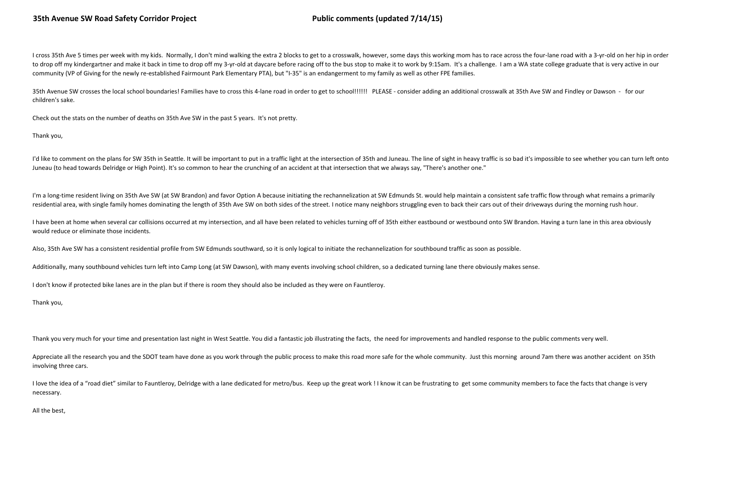**35th Avenue SW Road Safety Corridor Project** **Public comments (updated 7/14/15)**

I cross 35th Ave 5 times per week with my kids. Normally, I don't mind walking the extra 2 blocks to get to a crosswalk, however, some days this working mom has to race across the four-lane road with a 3-yr-old on her hip in order to drop off my kindergartner and make it back in time to drop off my 3-yr-old at daycare before racing off to the bus stop to make it to work by 9:15am. It's a challenge. I am a WA state college graduate that is very active in our community (VP of Giving for the newly re-established Fairmount Park Elementary PTA), but "I-35" is an endangerment to my family as well as other FPE families.

35th Avenue SW crosses the local school boundaries! Families have to cross this 4-lane road in order to get to school!!!!!! PLEASE - consider adding an additional crosswalk at 35th Ave SW and Findley or Dawson - for our children's sake.

Check out the stats on the number of deaths on 35th Ave SW in the past 5 years. It's not pretty.

Thank you,

I'd like to comment on the plans for SW 35th in Seattle. It will be important to put in a traffic light at the intersection of 35th and Juneau. The line of sight in heavy traffic is so bad it's impossible to see whether you can turn left onto Juneau (to head towards Delridge or High Point). It's so common to hear the crunching of an accident at that intersection that we always say, "There's another one."

I'm a long-time resident living on 35th Ave SW (at SW Brandon) and favor Option A because initiating the rechannelization at SW Edmunds St. would help maintain a consistent safe traffic flow through what remains a primarily residential area, with single family homes dominating the length of 35th Ave SW on both sides of the street. I notice many neighbors struggling even to back their cars out of their driveways during the morning rush hour.

I have been at home when several car collisions occurred at my intersection, and all have been related to vehicles turning off of 35th either eastbound or westbound onto SW Brandon. Having a turn lane in this area obviously would reduce or eliminate those incidents.

Also, 35th Ave SW has a consistent residential profile from SW Edmunds southward, so it is only logical to initiate the rechannelization for southbound traffic as soon as possible.

Additionally, many southbound vehicles turn left into Camp Long (at SW Dawson), with many events involving school children, so a dedicated turning lane there obviously makes sense.

I don't know if protected bike lanes are in the plan but if there is room they should also be included as they were on Fauntleroy.

Thank you,

Thank you very much for your time and presentation last night in West Seattle. You did a fantastic job illustrating the facts, the need for improvements and handled response to the public comments very well.

Appreciate all the research you and the SDOT team have done as you work through the public process to make this road more safe for the whole community. Just this morning around 7am there was another accident on 35th involving three cars.

I love the idea of a "road diet" similar to Fauntleroy, Delridge with a lane dedicated for metro/bus. Keep up the great work ! I know it can be frustrating to get some community members to face the facts that change is very necessary.

All the best,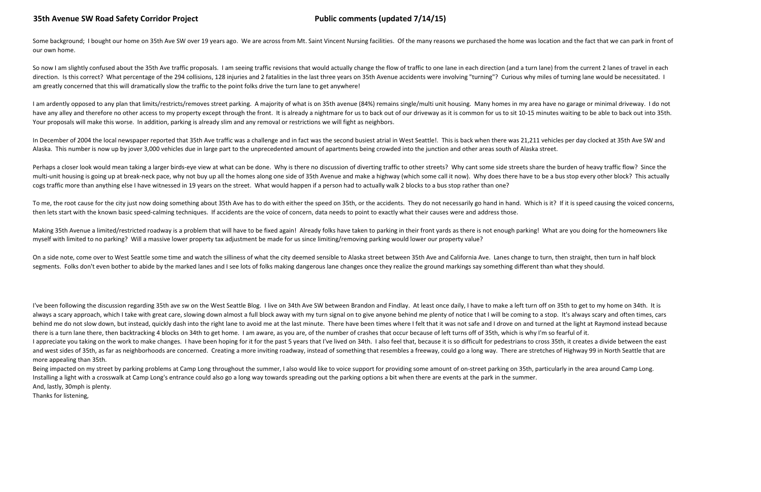Some background; I bought our home on 35th Ave SW over 19 years ago. We are across from Mt. Saint Vincent Nursing facilities. Of the many reasons we purchased the home was location and the fact that we can park in front of our own home.

So now I am slightly confused about the 35th Ave traffic proposals. I am seeing traffic revisions that would actually change the flow of traffic to one lane in each direction (and a turn lane) from the current 2 lanes of travel in each direction. Is this correct? What percentage of the 294 collisions, 128 injuries and 2 fatalities in the last three years on 35th Avenue accidents were involving "turning"? Curious why miles of turning lane would be necessitated. I am greatly concerned that this will dramatically slow the traffic to the point folks drive the turn lane to get anywhere!

I am ardently opposed to any plan that limits/restricts/removes street parking. A majority of what is on 35th avenue (84%) remains single/multi unit housing. Many homes in my area have no garage or minimal driveway. I do not have any alley and therefore no other access to my property except through the front. It is already a nightmare for us to back out of our driveway as it is common for us to sit 10-15 minutes waiting to be able to back out into 35th. Your proposals will make this worse. In addition, parking is already slim and any removal or restrictions we will fight as neighbors.

In December of 2004 the local newspaper reported that 35th Ave traffic was a challenge and in fact was the second busiest atrial in West Seattle!. This is back when there was 21,211 vehicles per day clocked at 35th Ave SW and Alaska. This number is now up by jover 3,000 vehicles due in large part to the unprecedented amount of apartments being crowded into the junction and other areas south of Alaska street.

Perhaps a closer look would mean taking a larger birds-eye view at what can be done. Why is there no discussion of diverting traffic to other streets? Why cant some side streets share the burden of heavy traffic flow? Since the multi-unit housing is going up at break-neck pace, why not buy up all the homes along one side of 35th Avenue and make a highway (which some call it now). Why does there have to be a bus stop every other block? This actually cogs traffic more than anything else I have witnessed in 19 years on the street. What would happen if a person had to actually walk 2 blocks to a bus stop rather than one?

To me, the root cause for the city just now doing something about 35th Ave has to do with either the speed on 35th, or the accidents. They do not necessarily go hand in hand. Which is it? If it is speed causing the voiced concerns, then lets start with the known basic speed-calming techniques. If accidents are the voice of concern, data needs to point to exactly what their causes were and address those.

Making 35th Avenue a limited/restricted roadway is a problem that will have to be fixed again! Already folks have taken to parking in their front yards as there is not enough parking! What are you doing for the homeowners like myself with limited to no parking? Will a massive lower property tax adjustment be made for us since limiting/removing parking would lower our property value?

On a side note, come over to West Seattle some time and watch the silliness of what the city deemed sensible to Alaska street between 35th Ave and California Ave. Lanes change to turn, then straight, then turn in half block segments. Folks don't even bother to abide by the marked lanes and I see lots of folks making dangerous lane changes once they realize the ground markings say something different than what they should.

I've been following the discussion regarding 35th ave sw on the West Seattle Blog. I live on 34th Ave SW between Brandon and Findlay. At least once daily, I have to make a left turn off on 35th to get to my home on 34th. It is always a scary approach, which I take with great care, slowing down almost a full block away with my turn signal on to give anyone behind me plenty of notice that I will be coming to a stop. It's always scary and often times, cars behind me do not slow down, but instead, quickly dash into the right lane to avoid me at the last minute. There have been times where I felt that it was not safe and I drove on and turned at the light at Raymond instead because there is a turn lane there, then backtracking 4 blocks on 34th to get home. I am aware, as you are, of the number of crashes that occur because of left turns off of 35th, which is why I'm so fearful of it.
I appreciate you taking on the work to make changes. I have been hoping for it for the past 5 years that I've lived on 34th. I also feel that, because it is so difficult for pedestrians to cross 35th, it creates a divide between the east and west sides of 35th, as far as neighborhoods are concerned. Creating a more inviting roadway, instead of something that resembles a freeway, could go a long way. There are stretches of Highway 99 in North Seattle that are more appealing than 35th.
Being impacted on my street by parking problems at Camp Long throughout the summer, I also would like to voice support for providing some amount of on-street parking on 35th, particularly in the area around Camp Long. Installing a light with a crosswalk at Camp Long's entrance could also go a long way towards spreading out the parking options a bit when there are events at the park in the summer.
And, lastly, 30mph is plenty.
Thanks for listening,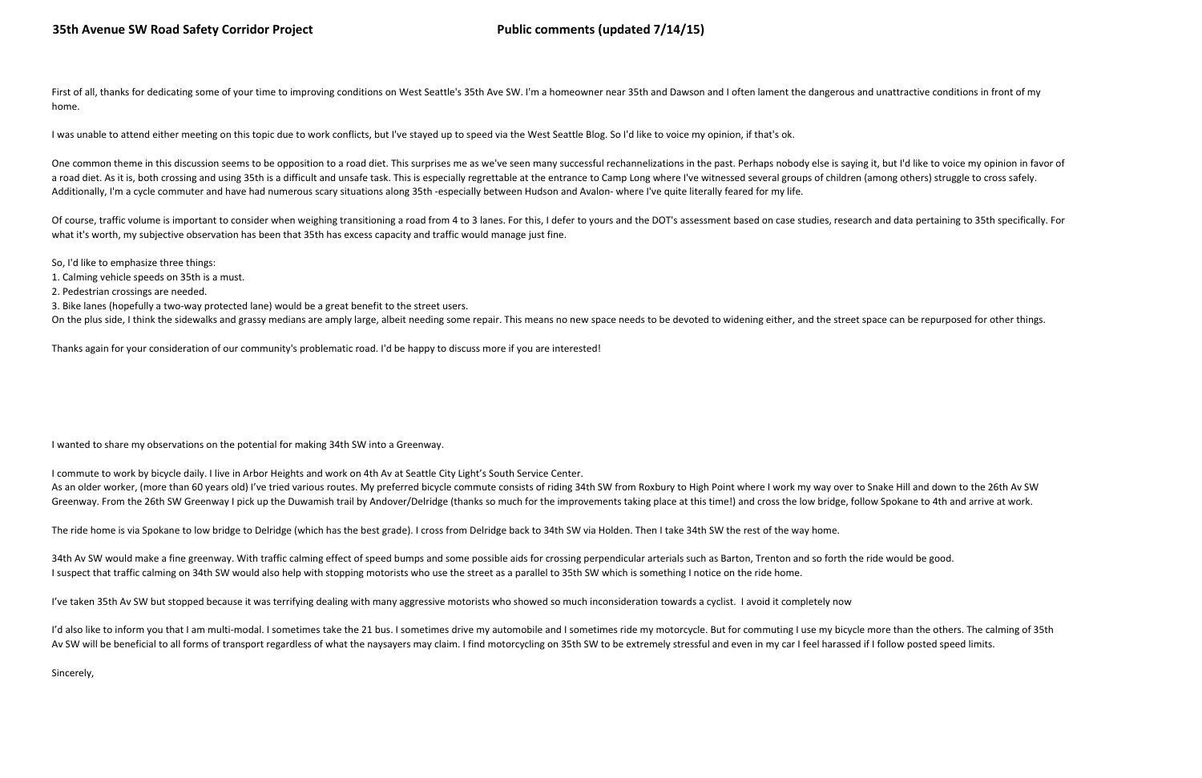First of all, thanks for dedicating some of your time to improving conditions on West Seattle's 35th Ave SW. I'm a homeowner near 35th and Dawson and I often lament the dangerous and unattractive conditions in front of my home.

I was unable to attend either meeting on this topic due to work conflicts, but I've stayed up to speed via the West Seattle Blog. So I'd like to voice my opinion, if that's ok.

One common theme in this discussion seems to be opposition to a road diet. This surprises me as we've seen many successful rechannelizations in the past. Perhaps nobody else is saying it, but I'd like to voice my opinion in favor of a road diet. As it is, both crossing and using 35th is a difficult and unsafe task. This is especially regrettable at the entrance to Camp Long where I've witnessed several groups of children (among others) struggle to cross safely. Additionally, I'm a cycle commuter and have had numerous scary situations along 35th -especially between Hudson and Avalon- where I've quite literally feared for my life.

Of course, traffic volume is important to consider when weighing transitioning a road from 4 to 3 lanes. For this, I defer to yours and the DOT's assessment based on case studies, research and data pertaining to 35th specifically. For what it's worth, my subjective observation has been that 35th has excess capacity and traffic would manage just fine.

So, I'd like to emphasize three things:

1. Calming vehicle speeds on 35th is a must.
2. Pedestrian crossings are needed.
3. Bike lanes (hopefully a two-way protected lane) would be a great benefit to the street users.

On the plus side, I think the sidewalks and grassy medians are amply large, albeit needing some repair. This means no new space needs to be devoted to widening either, and the street space can be repurposed for other things.

Thanks again for your consideration of our community's problematic road. I'd be happy to discuss more if you are interested!

I wanted to share my observations on the potential for making 34th SW into a Greenway.

I commute to work by bicycle daily. I live in Arbor Heights and work on 4th Av at Seattle City Light's South Service Center.
As an older worker, (more than 60 years old) I've tried various routes. My preferred bicycle commute consists of riding 34th SW from Roxbury to High Point where I work my way over to Snake Hill and down to the 26th Av SW Greenway. From the 26th SW Greenway I pick up the Duwamish trail by Andover/Delridge (thanks so much for the improvements taking place at this time!) and cross the low bridge, follow Spokane to 4th and arrive at work.

The ride home is via Spokane to low bridge to Delridge (which has the best grade). I cross from Delridge back to 34th SW via Holden. Then I take 34th SW the rest of the way home.

34th Av SW would make a fine greenway. With traffic calming effect of speed bumps and some possible aids for crossing perpendicular arterials such as Barton, Trenton and so forth the ride would be good.
I suspect that traffic calming on 34th SW would also help with stopping motorists who use the street as a parallel to 35th SW which is something I notice on the ride home.

I've taken 35th Av SW but stopped because it was terrifying dealing with many aggressive motorists who showed so much inconsideration towards a cyclist. I avoid it completely now

I'd also like to inform you that I am multi-modal. I sometimes take the 21 bus. I sometimes drive my automobile and I sometimes ride my motorcycle. But for commuting I use my bicycle more than the others. The calming of 35th Av SW will be beneficial to all forms of transport regardless of what the naysayers may claim. I find motorcycling on 35th SW to be extremely stressful and even in my car I feel harassed if I follow posted speed limits.

Sincerely,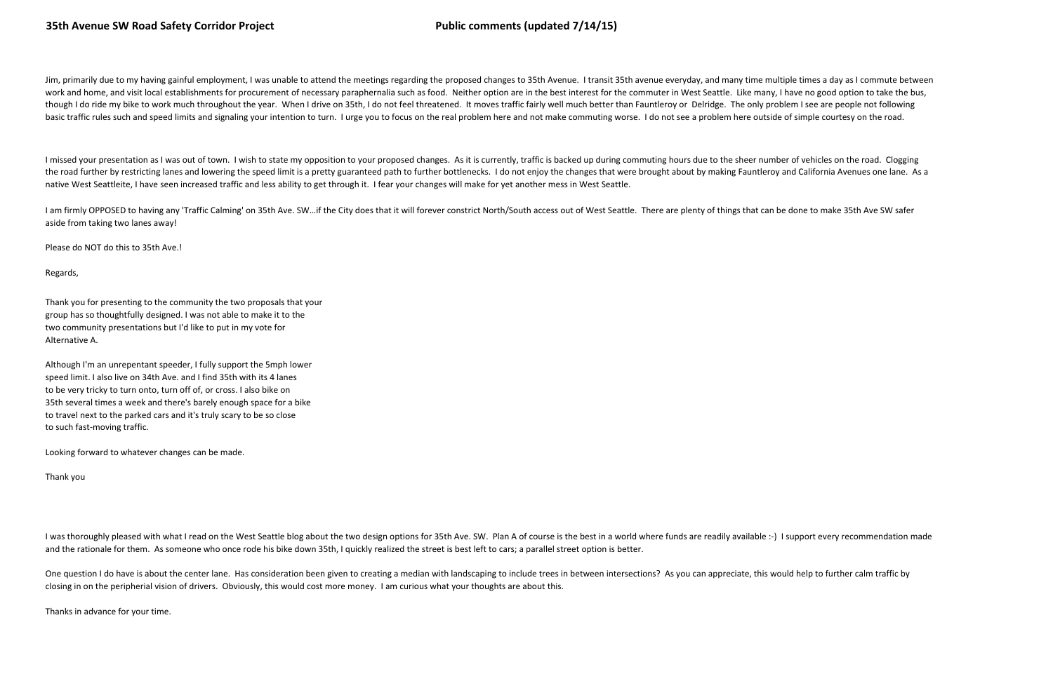Jim, primarily due to my having gainful employment, I was unable to attend the meetings regarding the proposed changes to 35th Avenue. I transit 35th avenue everyday, and many time multiple times a day as I commute between work and home, and visit local establishments for procurement of necessary paraphernalia such as food. Neither option are in the best interest for the commuter in West Seattle. Like many, I have no good option to take the bus, though I do ride my bike to work much throughout the year. When I drive on 35th, I do not feel threatened. It moves traffic fairly well much better than Fauntleroy or Delridge. The only problem I see are people not following basic traffic rules such and speed limits and signaling your intention to turn. I urge you to focus on the real problem here and not make commuting worse. I do not see a problem here outside of simple courtesy on the road.

I missed your presentation as I was out of town. I wish to state my opposition to your proposed changes. As it is currently, traffic is backed up during commuting hours due to the sheer number of vehicles on the road. Clogging the road further by restricting lanes and lowering the speed limit is a pretty guaranteed path to further bottlenecks. I do not enjoy the changes that were brought about by making Fauntleroy and California Avenues one lane. As a native West Seattleite, I have seen increased traffic and less ability to get through it. I fear your changes will make for yet another mess in West Seattle.

I am firmly OPPOSED to having any 'Traffic Calming' on 35th Ave. SW…if the City does that it will forever constrict North/South access out of West Seattle. There are plenty of things that can be done to make 35th Ave SW safer aside from taking two lanes away!

Please do NOT do this to 35th Ave.!

Regards,

Thank you for presenting to the community the two proposals that your group has so thoughtfully designed. I was not able to make it to the two community presentations but I'd like to put in my vote for Alternative A.

Although I'm an unrepentant speeder, I fully support the 5mph lower speed limit. I also live on 34th Ave. and I find 35th with its 4 lanes to be very tricky to turn onto, turn off of, or cross. I also bike on 35th several times a week and there's barely enough space for a bike to travel next to the parked cars and it's truly scary to be so close to such fast-moving traffic.

Looking forward to whatever changes can be made.

Thank you

I was thoroughly pleased with what I read on the West Seattle blog about the two design options for 35th Ave. SW. Plan A of course is the best in a world where funds are readily available :-) I support every recommendation made and the rationale for them. As someone who once rode his bike down 35th, I quickly realized the street is best left to cars; a parallel street option is better.

One question I do have is about the center lane. Has consideration been given to creating a median with landscaping to include trees in between intersections? As you can appreciate, this would help to further calm traffic by closing in on the peripherial vision of drivers. Obviously, this would cost more money. I am curious what your thoughts are about this.

Thanks in advance for your time.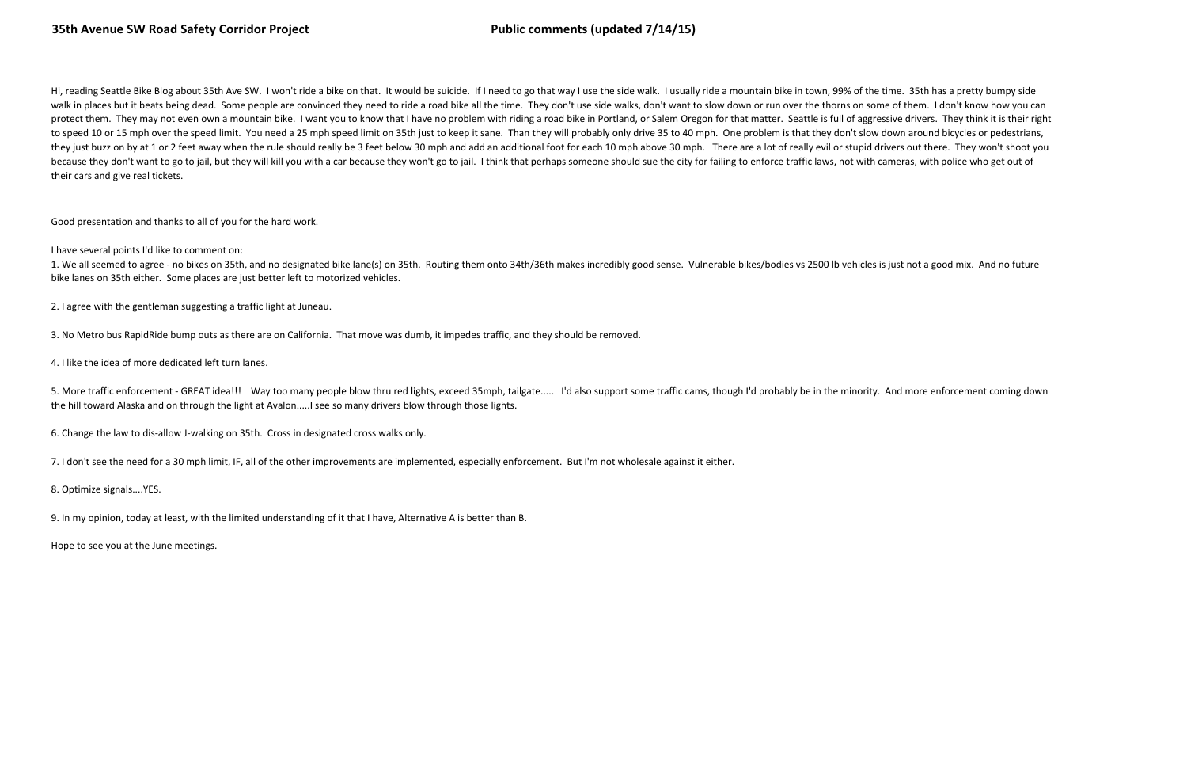Hi, reading Seattle Bike Blog about 35th Ave SW. I won't ride a bike on that. It would be suicide. If I need to go that way I use the side walk. I usually ride a mountain bike in town, 99% of the time. 35th has a pretty bumpy side walk in places but it beats being dead. Some people are convinced they need to ride a road bike all the time. They don't use side walks, don't want to slow down or run over the thorns on some of them. I don't know how you can protect them. They may not even own a mountain bike. I want you to know that I have no problem with riding a road bike in Portland, or Salem Oregon for that matter. Seattle is full of aggressive drivers. They think it is their right to speed 10 or 15 mph over the speed limit. You need a 25 mph speed limit on 35th just to keep it sane. Than they will probably only drive 35 to 40 mph. One problem is that they don't slow down around bicycles or pedestrians, they just buzz on by at 1 or 2 feet away when the rule should really be 3 feet below 30 mph and add an additional foot for each 10 mph above 30 mph. There are a lot of really evil or stupid drivers out there. They won't shoot you because they don't want to go to jail, but they will kill you with a car because they won't go to jail. I think that perhaps someone should sue the city for failing to enforce traffic laws, not with cameras, with police who get out of their cars and give real tickets.

Good presentation and thanks to all of you for the hard work.

I have several points I'd like to comment on:

1. We all seemed to agree - no bikes on 35th, and no designated bike lane(s) on 35th. Routing them onto 34th/36th makes incredibly good sense. Vulnerable bikes/bodies vs 2500 lb vehicles is just not a good mix. And no future bike lanes on 35th either. Some places are just better left to motorized vehicles.

2. I agree with the gentleman suggesting a traffic light at Juneau.

3. No Metro bus RapidRide bump outs as there are on California. That move was dumb, it impedes traffic, and they should be removed.

4. I like the idea of more dedicated left turn lanes.

5. More traffic enforcement - GREAT idea!!! Way too many people blow thru red lights, exceed 35mph, tailgate..... I'd also support some traffic cams, though I'd probably be in the minority. And more enforcement coming down the hill toward Alaska and on through the light at Avalon.....I see so many drivers blow through those lights.

6. Change the law to dis-allow J-walking on 35th. Cross in designated cross walks only.

7. I don't see the need for a 30 mph limit, IF, all of the other improvements are implemented, especially enforcement. But I'm not wholesale against it either.

8. Optimize signals....YES.

9. In my opinion, today at least, with the limited understanding of it that I have, Alternative A is better than B.

Hope to see you at the June meetings.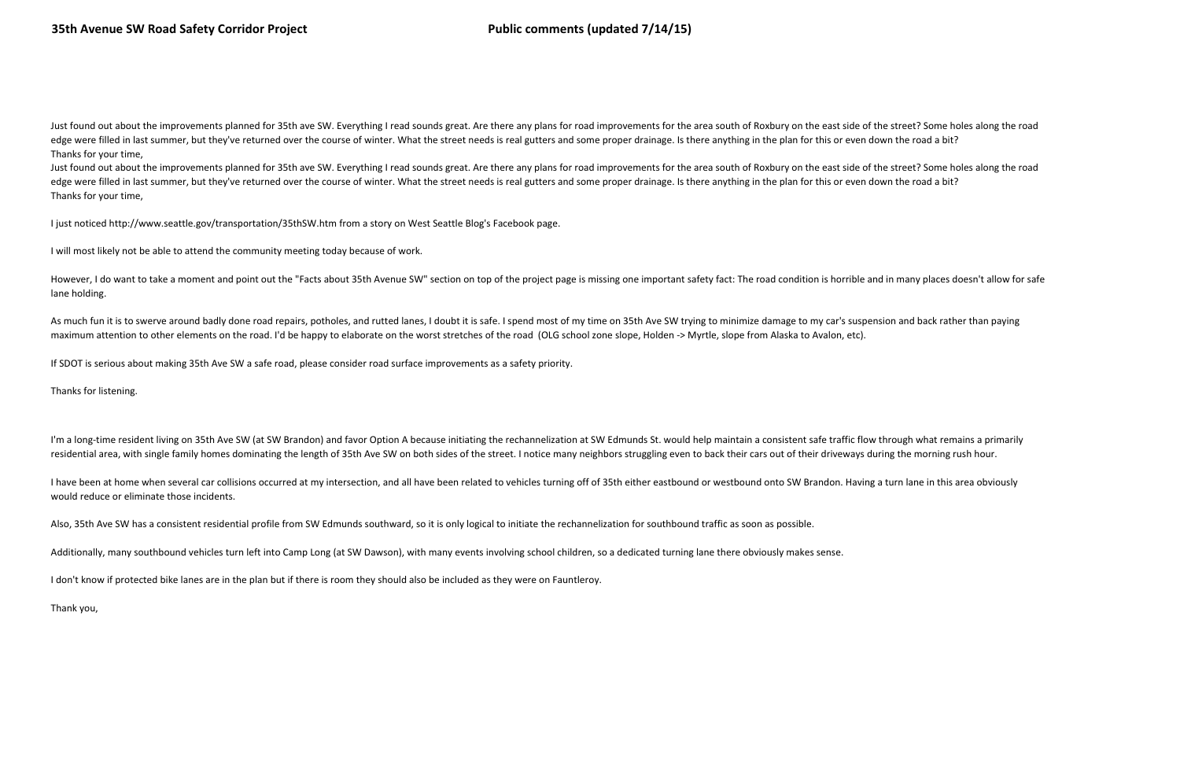Just found out about the improvements planned for 35th ave SW. Everything I read sounds great. Are there any plans for road improvements for the area south of Roxbury on the east side of the street? Some holes along the road edge were filled in last summer, but they've returned over the course of winter. What the street needs is real gutters and some proper drainage. Is there anything in the plan for this or even down the road a bit?
Thanks for your time,
Just found out about the improvements planned for 35th ave SW. Everything I read sounds great. Are there any plans for road improvements for the area south of Roxbury on the east side of the street? Some holes along the road edge were filled in last summer, but they've returned over the course of winter. What the street needs is real gutters and some proper drainage. Is there anything in the plan for this or even down the road a bit?
Thanks for your time,

I just noticed http://www.seattle.gov/transportation/35thSW.htm from a story on West Seattle Blog's Facebook page.

I will most likely not be able to attend the community meeting today because of work.

However, I do want to take a moment and point out the "Facts about 35th Avenue SW" section on top of the project page is missing one important safety fact: The road condition is horrible and in many places doesn't allow for safe lane holding.

As much fun it is to swerve around badly done road repairs, potholes, and rutted lanes, I doubt it is safe. I spend most of my time on 35th Ave SW trying to minimize damage to my car's suspension and back rather than paying maximum attention to other elements on the road. I'd be happy to elaborate on the worst stretches of the road (OLG school zone slope, Holden -> Myrtle, slope from Alaska to Avalon, etc).

If SDOT is serious about making 35th Ave SW a safe road, please consider road surface improvements as a safety priority.

Thanks for listening.

I'm a long-time resident living on 35th Ave SW (at SW Brandon) and favor Option A because initiating the rechannelization at SW Edmunds St. would help maintain a consistent safe traffic flow through what remains a primarily residential area, with single family homes dominating the length of 35th Ave SW on both sides of the street. I notice many neighbors struggling even to back their cars out of their driveways during the morning rush hour.

I have been at home when several car collisions occurred at my intersection, and all have been related to vehicles turning off of 35th either eastbound or westbound onto SW Brandon. Having a turn lane in this area obviously would reduce or eliminate those incidents.

Also, 35th Ave SW has a consistent residential profile from SW Edmunds southward, so it is only logical to initiate the rechannelization for southbound traffic as soon as possible.

Additionally, many southbound vehicles turn left into Camp Long (at SW Dawson), with many events involving school children, so a dedicated turning lane there obviously makes sense.

I don't know if protected bike lanes are in the plan but if there is room they should also be included as they were on Fauntleroy.

Thank you,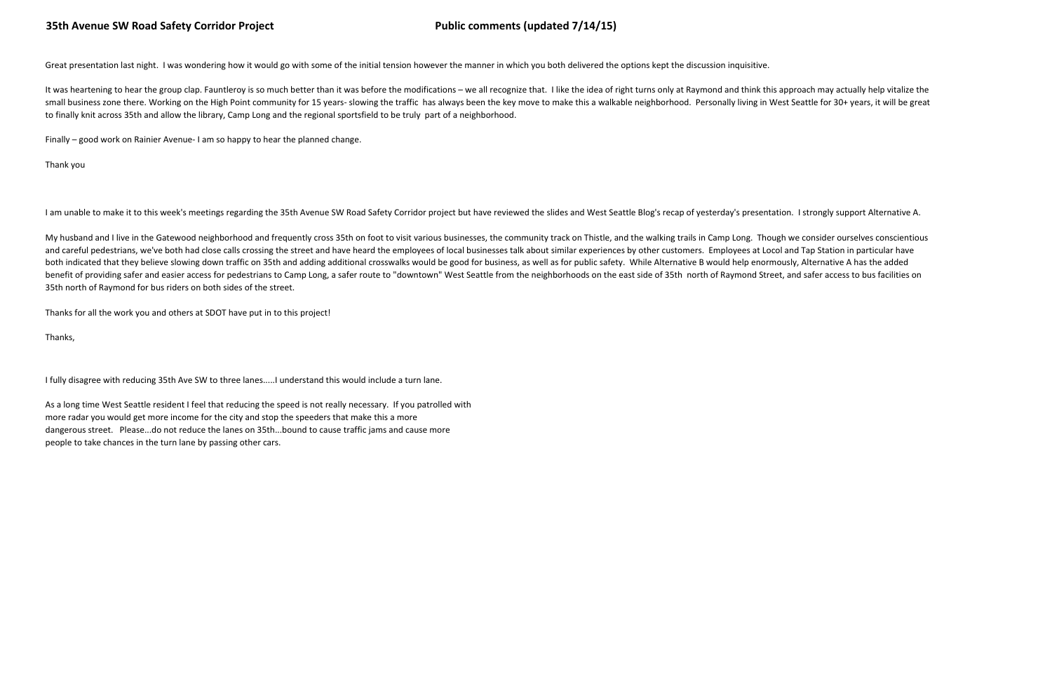Great presentation last night. I was wondering how it would go with some of the initial tension however the manner in which you both delivered the options kept the discussion inquisitive.

It was heartening to hear the group clap. Fauntleroy is so much better than it was before the modifications – we all recognize that. I like the idea of right turns only at Raymond and think this approach may actually help vitalize the small business zone there. Working on the High Point community for 15 years- slowing the traffic has always been the key move to make this a walkable neighborhood. Personally living in West Seattle for 30+ years, it will be great to finally knit across 35th and allow the library, Camp Long and the regional sportsfield to be truly part of a neighborhood.

Finally – good work on Rainier Avenue- I am so happy to hear the planned change.

Thank you

I am unable to make it to this week's meetings regarding the 35th Avenue SW Road Safety Corridor project but have reviewed the slides and West Seattle Blog's recap of yesterday's presentation. I strongly support Alternative A.

My husband and I live in the Gatewood neighborhood and frequently cross 35th on foot to visit various businesses, the community track on Thistle, and the walking trails in Camp Long. Though we consider ourselves conscientious and careful pedestrians, we've both had close calls crossing the street and have heard the employees of local businesses talk about similar experiences by other customers. Employees at Locol and Tap Station in particular have both indicated that they believe slowing down traffic on 35th and adding additional crosswalks would be good for business, as well as for public safety. While Alternative B would help enormously, Alternative A has the added benefit of providing safer and easier access for pedestrians to Camp Long, a safer route to "downtown" West Seattle from the neighborhoods on the east side of 35th north of Raymond Street, and safer access to bus facilities on 35th north of Raymond for bus riders on both sides of the street.

Thanks for all the work you and others at SDOT have put in to this project!

Thanks,

I fully disagree with reducing 35th Ave SW to three lanes.....I understand this would include a turn lane.

As a long time West Seattle resident I feel that reducing the speed is not really necessary. If you patrolled with more radar you would get more income for the city and stop the speeders that make this a more dangerous street. Please...do not reduce the lanes on 35th...bound to cause traffic jams and cause more people to take chances in the turn lane by passing other cars.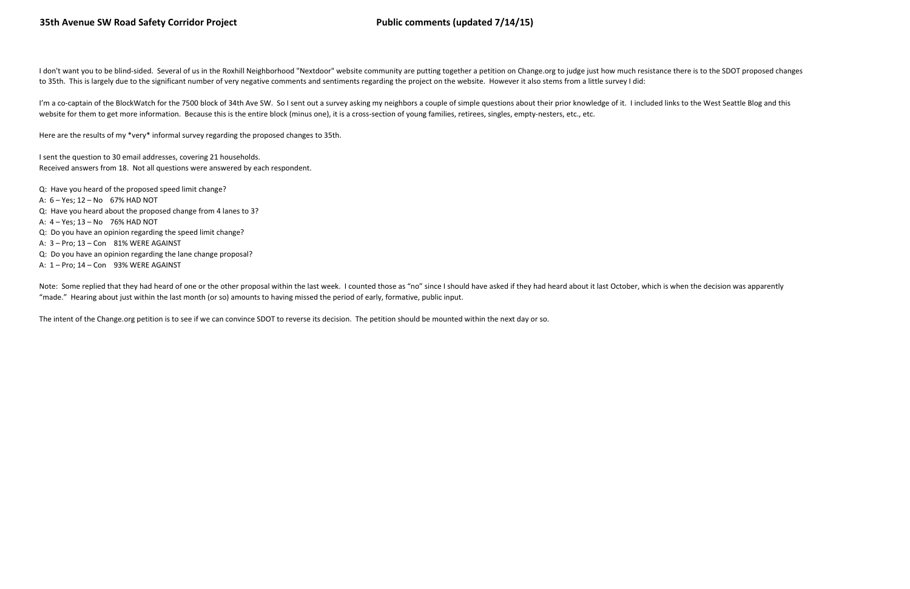I don't want you to be blind-sided. Several of us in the Roxhill Neighborhood "Nextdoor" website community are putting together a petition on Change.org to judge just how much resistance there is to the SDOT proposed changes to 35th. This is largely due to the significant number of very negative comments and sentiments regarding the project on the website. However it also stems from a little survey I did:

I'm a co-captain of the BlockWatch for the 7500 block of 34th Ave SW. So I sent out a survey asking my neighbors a couple of simple questions about their prior knowledge of it. I included links to the West Seattle Blog and this website for them to get more information. Because this is the entire block (minus one), it is a cross-section of young families, retirees, singles, empty-nesters, etc., etc.

Here are the results of my *very* informal survey regarding the proposed changes to 35th.

I sent the question to 30 email addresses, covering 21 households.
Received answers from 18. Not all questions were answered by each respondent.

Q: Have you heard of the proposed speed limit change?
A: 6 – Yes; 12 – No 67% HAD NOT
Q: Have you heard about the proposed change from 4 lanes to 3?
A: 4 – Yes; 13 – No 76% HAD NOT
Q: Do you have an opinion regarding the speed limit change?
A: 3 – Pro; 13 – Con 81% WERE AGAINST
Q: Do you have an opinion regarding the lane change proposal?
A: 1 – Pro; 14 – Con 93% WERE AGAINST

Note: Some replied that they had heard of one or the other proposal within the last week. I counted those as "no" since I should have asked if they had heard about it last October, which is when the decision was apparently "made." Hearing about just within the last month (or so) amounts to having missed the period of early, formative, public input.

The intent of the Change.org petition is to see if we can convince SDOT to reverse its decision. The petition should be mounted within the next day or so.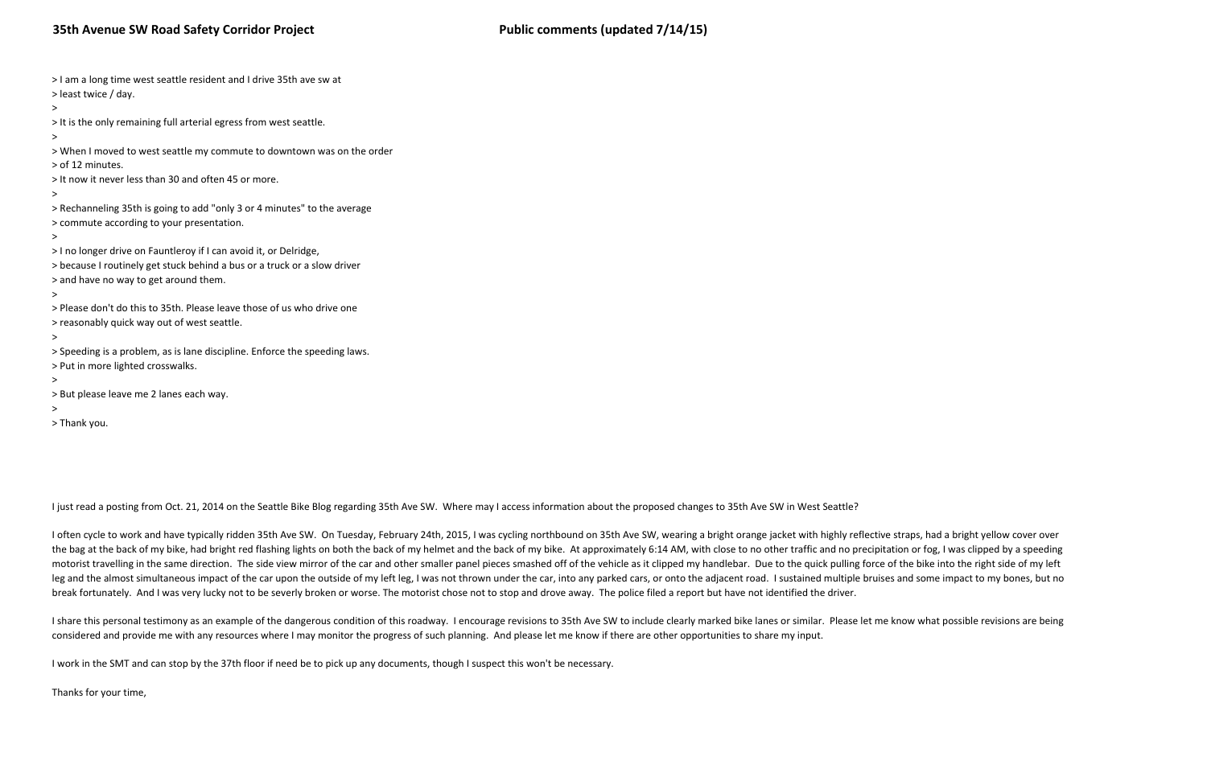> I am a long time west seattle resident and I drive 35th ave sw at
> least twice / day.
>
> It is the only remaining full arterial egress from west seattle.
>
> When I moved to west seattle my commute to downtown was on the order
> of 12 minutes.
> It now it never less than 30 and often 45 or more.
>
> Rechanneling 35th is going to add "only 3 or 4 minutes" to the average
> commute according to your presentation.
>
> I no longer drive on Fauntleroy if I can avoid it, or Delridge,
> because I routinely get stuck behind a bus or a truck or a slow driver
> and have no way to get around them.
>
> Please don't do this to 35th. Please leave those of us who drive one
> reasonably quick way out of west seattle.
>
> Speeding is a problem, as is lane discipline. Enforce the speeding laws.
> Put in more lighted crosswalks.
>
> But please leave me 2 lanes each way.
>
> Thank you.

I just read a posting from Oct. 21, 2014 on the Seattle Bike Blog regarding 35th Ave SW. Where may I access information about the proposed changes to 35th Ave SW in West Seattle?

I often cycle to work and have typically ridden 35th Ave SW. On Tuesday, February 24th, 2015, I was cycling northbound on 35th Ave SW, wearing a bright orange jacket with highly reflective straps, had a bright yellow cover over the bag at the back of my bike, had bright red flashing lights on both the back of my helmet and the back of my bike. At approximately 6:14 AM, with close to no other traffic and no precipitation or fog, I was clipped by a speeding motorist travelling in the same direction. The side view mirror of the car and other smaller panel pieces smashed off of the vehicle as it clipped my handlebar. Due to the quick pulling force of the bike into the right side of my left leg and the almost simultaneous impact of the car upon the outside of my left leg, I was not thrown under the car, into any parked cars, or onto the adjacent road. I sustained multiple bruises and some impact to my bones, but no break fortunately. And I was very lucky not to be severly broken or worse. The motorist chose not to stop and drove away. The police filed a report but have not identified the driver.

I share this personal testimony as an example of the dangerous condition of this roadway. I encourage revisions to 35th Ave SW to include clearly marked bike lanes or similar. Please let me know what possible revisions are being considered and provide me with any resources where I may monitor the progress of such planning. And please let me know if there are other opportunities to share my input.

I work in the SMT and can stop by the 37th floor if need be to pick up any documents, though I suspect this won't be necessary.

Thanks for your time,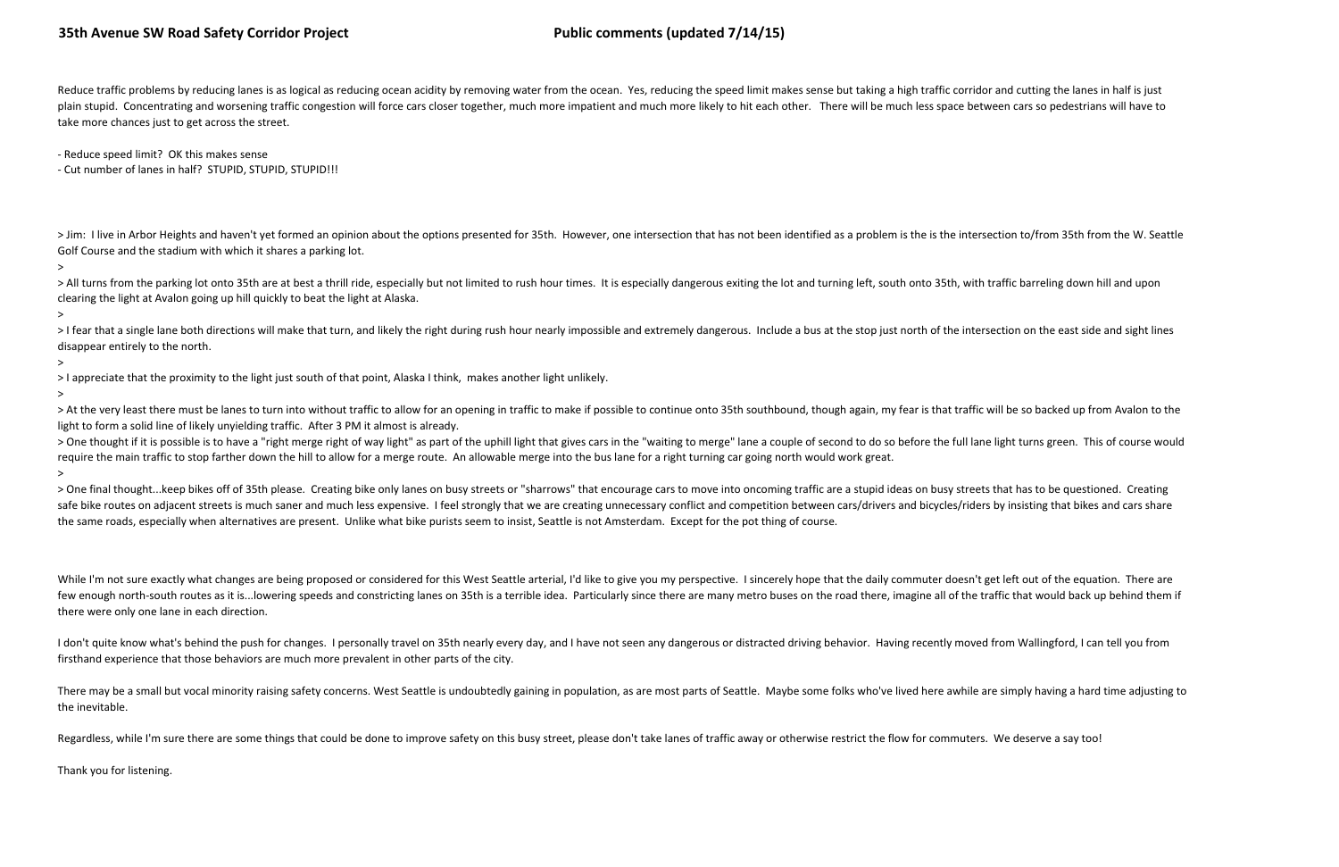**35th Avenue SW Road Safety Corridor Project** **Public comments (updated 7/14/15)**

Reduce traffic problems by reducing lanes is as logical as reducing ocean acidity by removing water from the ocean. Yes, reducing the speed limit makes sense but taking a high traffic corridor and cutting the lanes in half is just plain stupid. Concentrating and worsening traffic congestion will force cars closer together, much more impatient and much more likely to hit each other. There will be much less space between cars so pedestrians will have to take more chances just to get across the street.

- Reduce speed limit? OK this makes sense
- Cut number of lanes in half? STUPID, STUPID, STUPID!!!

> Jim: I live in Arbor Heights and haven't yet formed an opinion about the options presented for 35th. However, one intersection that has not been identified as a problem is the is the intersection to/from 35th from the W. Seattle Golf Course and the stadium with which it shares a parking lot.
>
> All turns from the parking lot onto 35th are at best a thrill ride, especially but not limited to rush hour times. It is especially dangerous exiting the lot and turning left, south onto 35th, with traffic barreling down hill and upon clearing the light at Avalon going up hill quickly to beat the light at Alaska.
>
> I fear that a single lane both directions will make that turn, and likely the right during rush hour nearly impossible and extremely dangerous. Include a bus at the stop just north of the intersection on the east side and sight lines disappear entirely to the north.
>
> I appreciate that the proximity to the light just south of that point, Alaska I think, makes another light unlikely.
>
> At the very least there must be lanes to turn into without traffic to allow for an opening in traffic to make if possible to continue onto 35th southbound, though again, my fear is that traffic will be so backed up from Avalon to the light to form a solid line of likely unyielding traffic. After 3 PM it almost is already.
> One thought if it is possible is to have a "right merge right of way light" as part of the uphill light that gives cars in the "waiting to merge" lane a couple of second to do so before the full lane light turns green. This of course would require the main traffic to stop farther down the hill to allow for a merge route. An allowable merge into the bus lane for a right turning car going north would work great.
>
> One final thought...keep bikes off of 35th please. Creating bike only lanes on busy streets or "sharrows" that encourage cars to move into oncoming traffic are a stupid ideas on busy streets that has to be questioned. Creating safe bike routes on adjacent streets is much saner and much less expensive. I feel strongly that we are creating unnecessary conflict and competition between cars/drivers and bicycles/riders by insisting that bikes and cars share the same roads, especially when alternatives are present. Unlike what bike purists seem to insist, Seattle is not Amsterdam. Except for the pot thing of course.

While I'm not sure exactly what changes are being proposed or considered for this West Seattle arterial, I'd like to give you my perspective. I sincerely hope that the daily commuter doesn't get left out of the equation. There are few enough north-south routes as it is...lowering speeds and constricting lanes on 35th is a terrible idea. Particularly since there are many metro buses on the road there, imagine all of the traffic that would back up behind them if there were only one lane in each direction.

I don't quite know what's behind the push for changes. I personally travel on 35th nearly every day, and I have not seen any dangerous or distracted driving behavior. Having recently moved from Wallingford, I can tell you from firsthand experience that those behaviors are much more prevalent in other parts of the city.

There may be a small but vocal minority raising safety concerns. West Seattle is undoubtedly gaining in population, as are most parts of Seattle. Maybe some folks who've lived here awhile are simply having a hard time adjusting to the inevitable.

Regardless, while I'm sure there are some things that could be done to improve safety on this busy street, please don't take lanes of traffic away or otherwise restrict the flow for commuters. We deserve a say too!

Thank you for listening.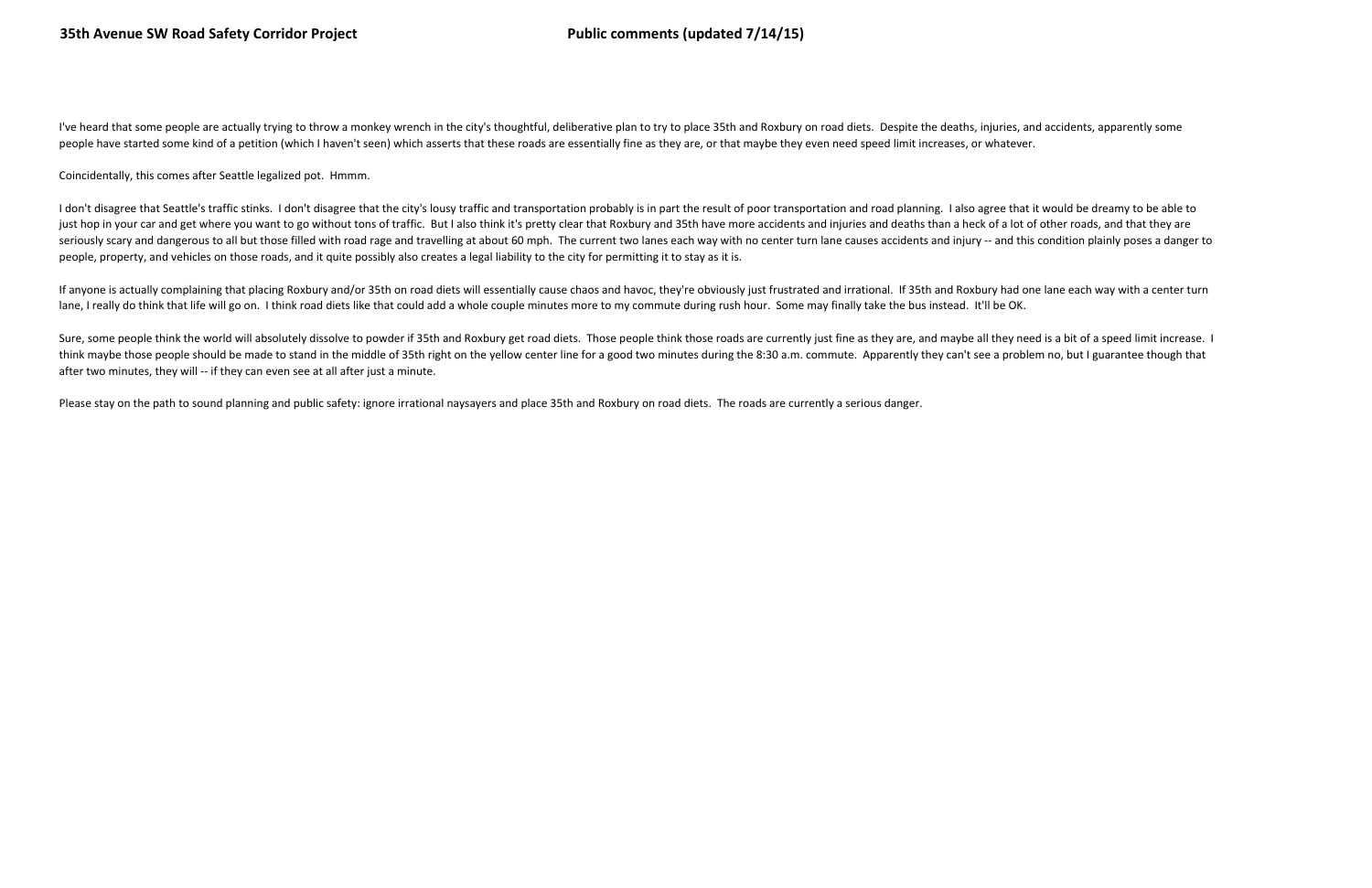I've heard that some people are actually trying to throw a monkey wrench in the city's thoughtful, deliberative plan to try to place 35th and Roxbury on road diets. Despite the deaths, injuries, and accidents, apparently some people have started some kind of a petition (which I haven't seen) which asserts that these roads are essentially fine as they are, or that maybe they even need speed limit increases, or whatever.

Coincidentally, this comes after Seattle legalized pot. Hmmm.

I don't disagree that Seattle's traffic stinks. I don't disagree that the city's lousy traffic and transportation probably is in part the result of poor transportation and road planning. I also agree that it would be dreamy to be able to just hop in your car and get where you want to go without tons of traffic. But I also think it's pretty clear that Roxbury and 35th have more accidents and injuries and deaths than a heck of a lot of other roads, and that they are seriously scary and dangerous to all but those filled with road rage and travelling at about 60 mph. The current two lanes each way with no center turn lane causes accidents and injury -- and this condition plainly poses a danger to people, property, and vehicles on those roads, and it quite possibly also creates a legal liability to the city for permitting it to stay as it is.

If anyone is actually complaining that placing Roxbury and/or 35th on road diets will essentially cause chaos and havoc, they're obviously just frustrated and irrational. If 35th and Roxbury had one lane each way with a center turn lane, I really do think that life will go on. I think road diets like that could add a whole couple minutes more to my commute during rush hour. Some may finally take the bus instead. It'll be OK.

Sure, some people think the world will absolutely dissolve to powder if 35th and Roxbury get road diets. Those people think those roads are currently just fine as they are, and maybe all they need is a bit of a speed limit increase. I think maybe those people should be made to stand in the middle of 35th right on the yellow center line for a good two minutes during the 8:30 a.m. commute. Apparently they can't see a problem no, but I guarantee though that after two minutes, they will -- if they can even see at all after just a minute.

Please stay on the path to sound planning and public safety: ignore irrational naysayers and place 35th and Roxbury on road diets. The roads are currently a serious danger.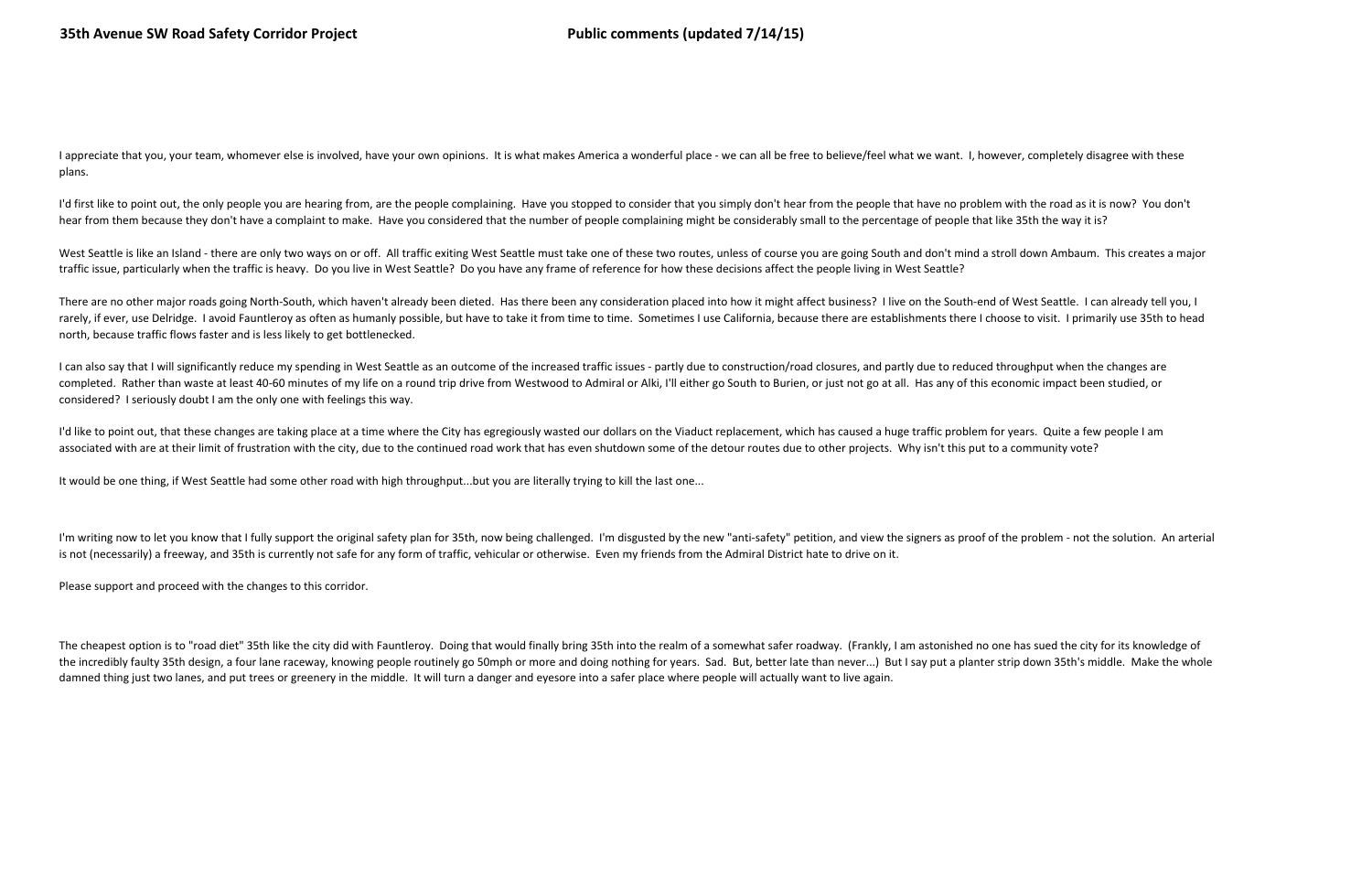I appreciate that you, your team, whomever else is involved, have your own opinions. It is what makes America a wonderful place - we can all be free to believe/feel what we want. I, however, completely disagree with these plans.

I'd first like to point out, the only people you are hearing from, are the people complaining. Have you stopped to consider that you simply don't hear from the people that have no problem with the road as it is now? You don't hear from them because they don't have a complaint to make. Have you considered that the number of people complaining might be considerably small to the percentage of people that like 35th the way it is?

West Seattle is like an Island - there are only two ways on or off. All traffic exiting West Seattle must take one of these two routes, unless of course you are going South and don't mind a stroll down Ambaum. This creates a major traffic issue, particularly when the traffic is heavy. Do you live in West Seattle? Do you have any frame of reference for how these decisions affect the people living in West Seattle?

There are no other major roads going North-South, which haven't already been dieted. Has there been any consideration placed into how it might affect business? I live on the South-end of West Seattle. I can already tell you, I rarely, if ever, use Delridge. I avoid Fauntleroy as often as humanly possible, but have to take it from time to time. Sometimes I use California, because there are establishments there I choose to visit. I primarily use 35th to head north, because traffic flows faster and is less likely to get bottlenecked.

I can also say that I will significantly reduce my spending in West Seattle as an outcome of the increased traffic issues - partly due to construction/road closures, and partly due to reduced throughput when the changes are completed. Rather than waste at least 40-60 minutes of my life on a round trip drive from Westwood to Admiral or Alki, I'll either go South to Burien, or just not go at all. Has any of this economic impact been studied, or considered? I seriously doubt I am the only one with feelings this way.

I'd like to point out, that these changes are taking place at a time where the City has egregiously wasted our dollars on the Viaduct replacement, which has caused a huge traffic problem for years. Quite a few people I am associated with are at their limit of frustration with the city, due to the continued road work that has even shutdown some of the detour routes due to other projects. Why isn't this put to a community vote?

It would be one thing, if West Seattle had some other road with high throughput...but you are literally trying to kill the last one...

I'm writing now to let you know that I fully support the original safety plan for 35th, now being challenged. I'm disgusted by the new "anti-safety" petition, and view the signers as proof of the problem - not the solution. An arterial is not (necessarily) a freeway, and 35th is currently not safe for any form of traffic, vehicular or otherwise. Even my friends from the Admiral District hate to drive on it.

Please support and proceed with the changes to this corridor.

The cheapest option is to "road diet" 35th like the city did with Fauntleroy. Doing that would finally bring 35th into the realm of a somewhat safer roadway. (Frankly, I am astonished no one has sued the city for its knowledge of the incredibly faulty 35th design, a four lane raceway, knowing people routinely go 50mph or more and doing nothing for years. Sad. But, better late than never...) But I say put a planter strip down 35th's middle. Make the whole damned thing just two lanes, and put trees or greenery in the middle. It will turn a danger and eyesore into a safer place where people will actually want to live again.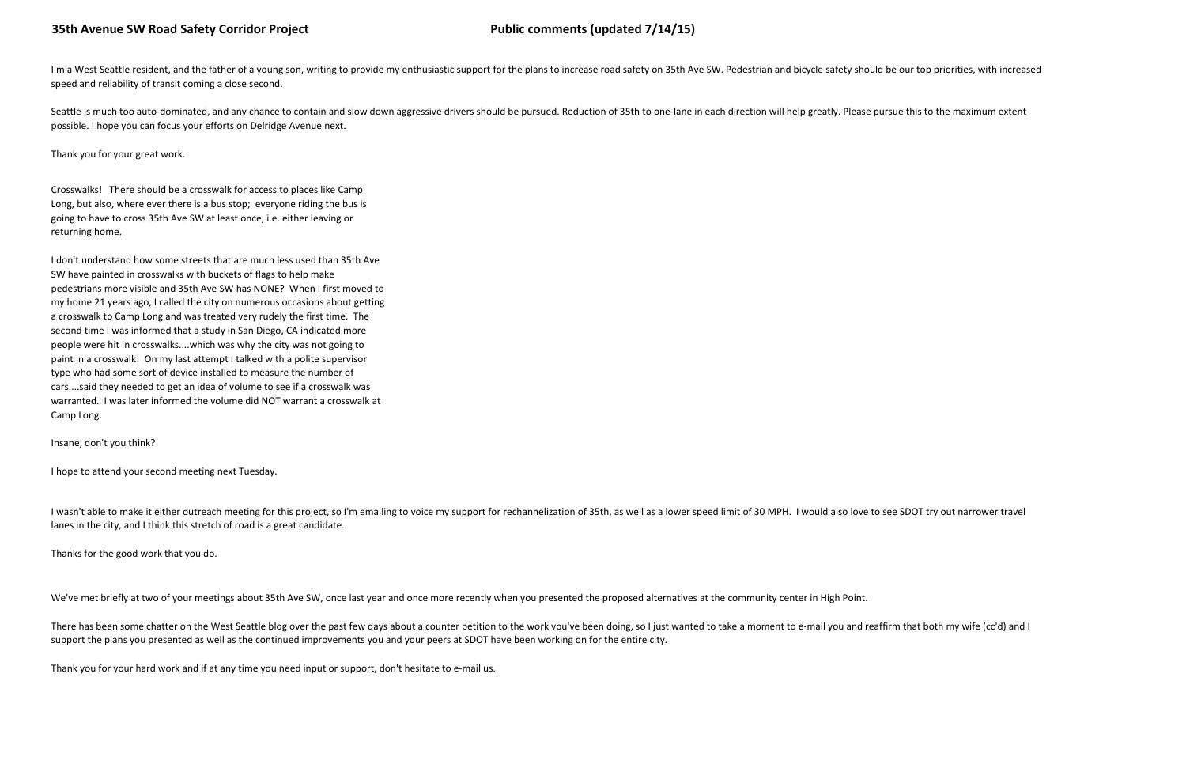I'm a West Seattle resident, and the father of a young son, writing to provide my enthusiastic support for the plans to increase road safety on 35th Ave SW. Pedestrian and bicycle safety should be our top priorities, with increased speed and reliability of transit coming a close second.

Seattle is much too auto-dominated, and any chance to contain and slow down aggressive drivers should be pursued. Reduction of 35th to one-lane in each direction will help greatly. Please pursue this to the maximum extent possible. I hope you can focus your efforts on Delridge Avenue next.

Thank you for your great work.

Crosswalks! There should be a crosswalk for access to places like Camp Long, but also, where ever there is a bus stop; everyone riding the bus is going to have to cross 35th Ave SW at least once, i.e. either leaving or returning home.

I don't understand how some streets that are much less used than 35th Ave SW have painted in crosswalks with buckets of flags to help make pedestrians more visible and 35th Ave SW has NONE? When I first moved to my home 21 years ago, I called the city on numerous occasions about getting a crosswalk to Camp Long and was treated very rudely the first time. The second time I was informed that a study in San Diego, CA indicated more people were hit in crosswalks....which was why the city was not going to paint in a crosswalk! On my last attempt I talked with a polite supervisor type who had some sort of device installed to measure the number of cars....said they needed to get an idea of volume to see if a crosswalk was warranted. I was later informed the volume did NOT warrant a crosswalk at Camp Long.

Insane, don't you think?

I hope to attend your second meeting next Tuesday.

I wasn't able to make it either outreach meeting for this project, so I'm emailing to voice my support for rechannelization of 35th, as well as a lower speed limit of 30 MPH. I would also love to see SDOT try out narrower travel lanes in the city, and I think this stretch of road is a great candidate.

Thanks for the good work that you do.

We've met briefly at two of your meetings about 35th Ave SW, once last year and once more recently when you presented the proposed alternatives at the community center in High Point.

There has been some chatter on the West Seattle blog over the past few days about a counter petition to the work you've been doing, so I just wanted to take a moment to e-mail you and reaffirm that both my wife (cc'd) and I support the plans you presented as well as the continued improvements you and your peers at SDOT have been working on for the entire city.

Thank you for your hard work and if at any time you need input or support, don't hesitate to e-mail us.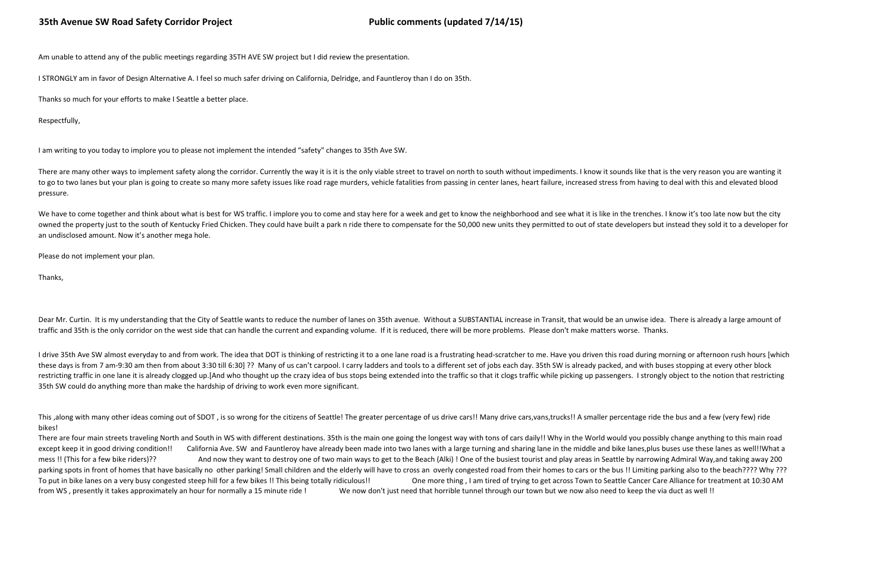**35th Avenue SW Road Safety Corridor Project** **Public comments (updated 7/14/15)**

Am unable to attend any of the public meetings regarding 35TH AVE SW project but I did review the presentation.

I STRONGLY am in favor of Design Alternative A. I feel so much safer driving on California, Delridge, and Fauntleroy than I do on 35th.

Thanks so much for your efforts to make I Seattle a better place.

Respectfully,

I am writing to you today to implore you to please not implement the intended "safety" changes to 35th Ave SW.

There are many other ways to implement safety along the corridor. Currently the way it is it is the only viable street to travel on north to south without impediments. I know it sounds like that is the very reason you are wanting it to go to two lanes but your plan is going to create so many more safety issues like road rage murders, vehicle fatalities from passing in center lanes, heart failure, increased stress from having to deal with this and elevated blood pressure.

We have to come together and think about what is best for WS traffic. I implore you to come and stay here for a week and get to know the neighborhood and see what it is like in the trenches. I know it's too late now but the city owned the property just to the south of Kentucky Fried Chicken. They could have built a park n ride there to compensate for the 50,000 new units they permitted to out of state developers but instead they sold it to a developer for an undisclosed amount. Now it's another mega hole.

Please do not implement your plan.

Thanks,

Dear Mr. Curtin. It is my understanding that the City of Seattle wants to reduce the number of lanes on 35th avenue. Without a SUBSTANTIAL increase in Transit, that would be an unwise idea. There is already a large amount of traffic and 35th is the only corridor on the west side that can handle the current and expanding volume. If it is reduced, there will be more problems. Please don't make matters worse. Thanks.

I drive 35th Ave SW almost everyday to and from work. The idea that DOT is thinking of restricting it to a one lane road is a frustrating head-scratcher to me. Have you driven this road during morning or afternoon rush hours [which these days is from 7 am-9:30 am then from about 3:30 till 6:30] ?? Many of us can't carpool. I carry ladders and tools to a different set of jobs each day. 35th SW is already packed, and with buses stopping at every other block restricting traffic in one lane it is already clogged up.[And who thought up the crazy idea of bus stops being extended into the traffic so that it clogs traffic while picking up passengers. I strongly object to the notion that restricting 35th SW could do anything more than make the hardship of driving to work even more significant.

This ,along with many other ideas coming out of SDOT , is so wrong for the citizens of Seattle! The greater percentage of us drive cars!! Many drive cars,vans,trucks!! A smaller percentage ride the bus and a few (very few) ride bikes!

There are four main streets traveling North and South in WS with different destinations. 35th is the main one going the longest way with tons of cars daily!! Why in the World would you possibly change anything to this main road except keep it in good driving condition!! California Ave. SW and Fauntleroy have already been made into two lanes with a large turning and sharing lane in the middle and bike lanes,plus buses use these lanes as well!!What a mess !! (This for a few bike riders)?? And now they want to destroy one of two main ways to get to the Beach (Alki) ! One of the busiest tourist and play areas in Seattle by narrowing Admiral Way,and taking away 200 parking spots in front of homes that have basically no other parking! Small children and the elderly will have to cross an overly congested road from their homes to cars or the bus !! Limiting parking also to the beach???? Why ??? To put in bike lanes on a very busy congested steep hill for a few bikes !! This being totally ridiculous!! One more thing , I am tired of trying to get across Town to Seattle Cancer Care Alliance for treatment at 10:30 AM from WS , presently it takes approximately an hour for normally a 15 minute ride ! We now don't just need that horrible tunnel through our town but we now also need to keep the via duct as well !!